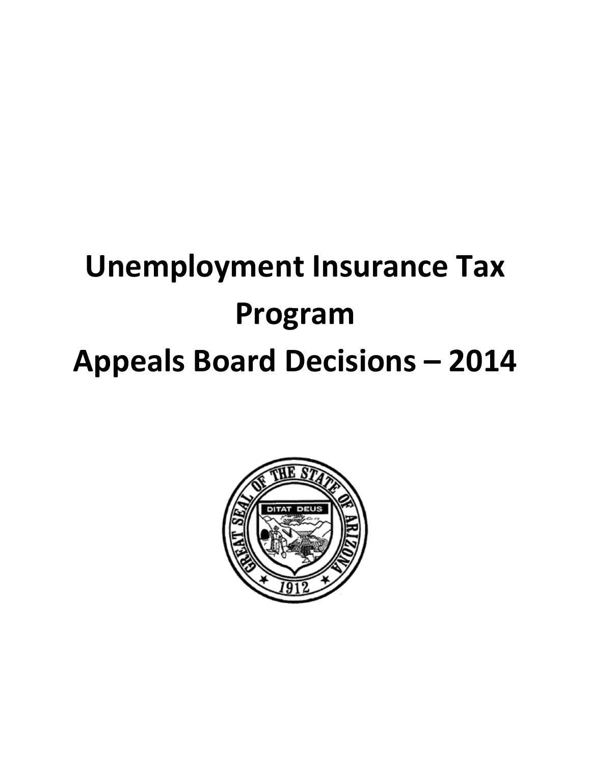# Unemployment Insurance Tax Program

# Appeals Board Decisions – 2014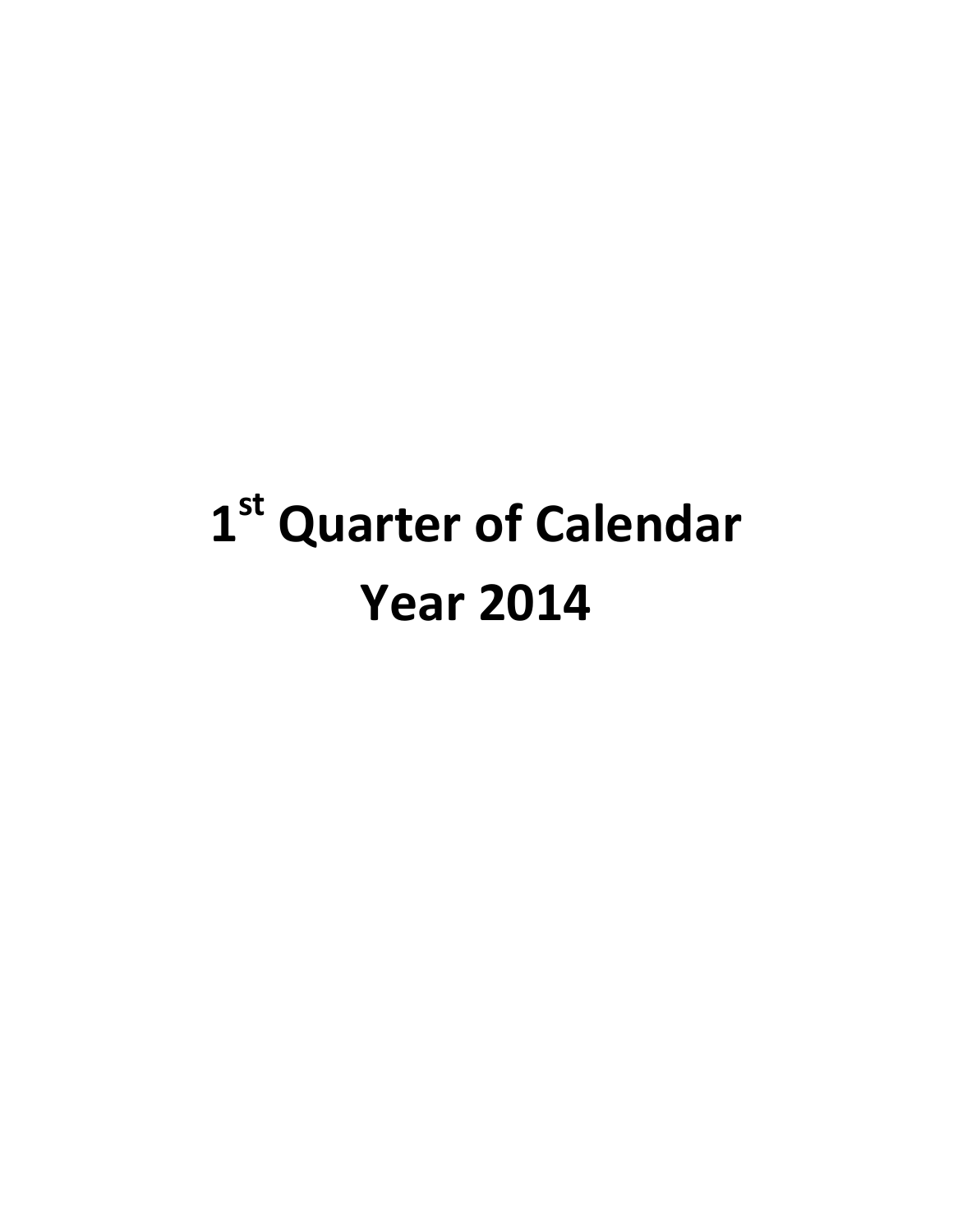# 1st Quarter of Calendar Year 2014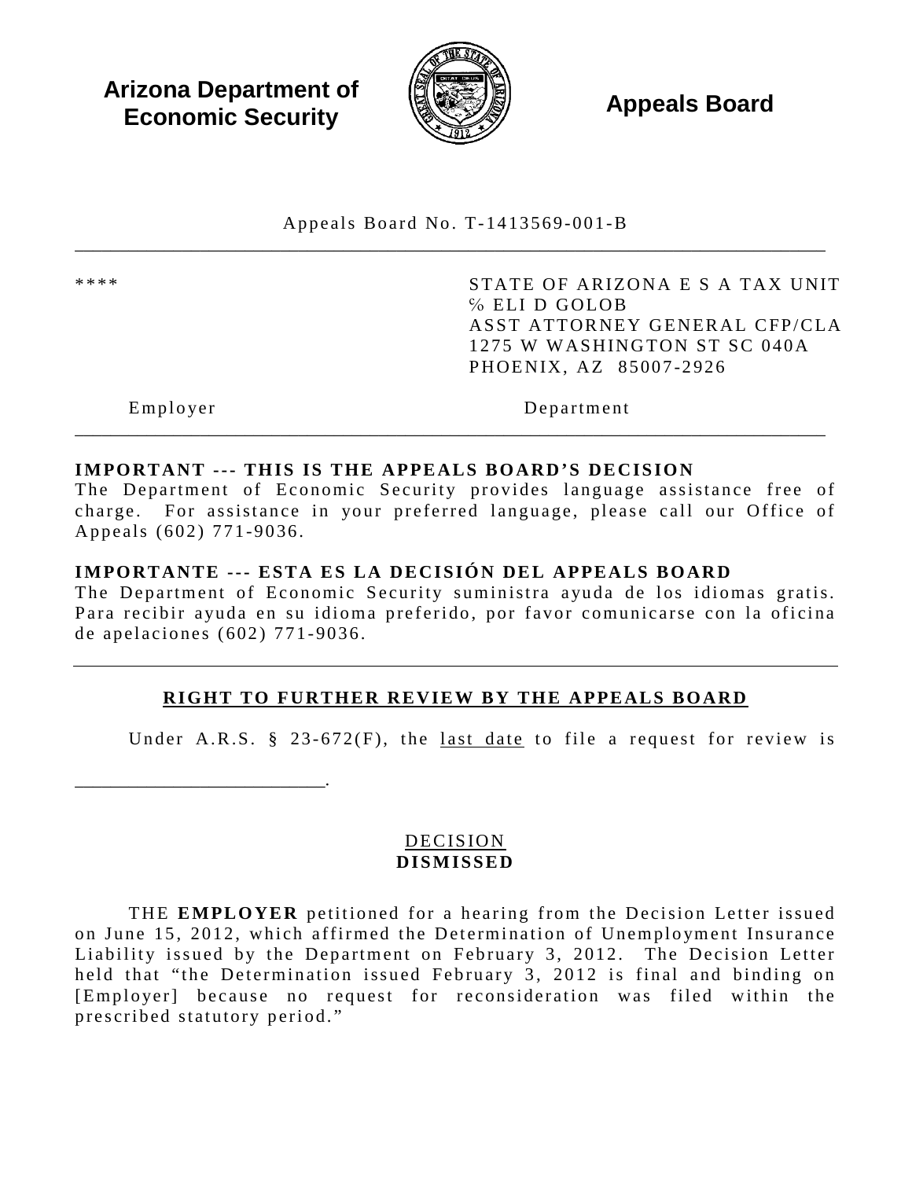**Arizona Department of Economic Security**

**Appeals Board**

Appeals Board No. T-1413569-001-B

| **** | STATE OF ARIZONA E S A TAX UNIT<br>% ELI D GOLOB<br>ASST ATTORNEY GENERAL CFP/CLA<br>1275 W WASHINGTON ST SC 040A<br>PHOENIX, AZ 85007-2926 |
|---|---|
| Employer | Department |

**IMPORTANT --- THIS IS THE APPEALS BOARD'S DECISION**
The Department of Economic Security provides language assistance free of charge. For assistance in your preferred language, please call our Office of Appeals (602) 771-9036.

**IMPORTANTE --- ESTA ES LA DECISIÓN DEL APPEALS BOARD**
The Department of Economic Security suministra ayuda de los idiomas gratis. Para recibir ayuda en su idioma preferido, por favor comunicarse con la oficina de apelaciones (602) 771-9036.

## RIGHT TO FURTHER REVIEW BY THE APPEALS BOARD

Under A.R.S. § 23-672(F), the last date to file a request for review is

_________________________.

## DECISION
**DISMISSED**

THE **EMPLOYER** petitioned for a hearing from the Decision Letter issued on June 15, 2012, which affirmed the Determination of Unemployment Insurance Liability issued by the Department on February 3, 2012. The Decision Letter held that "the Determination issued February 3, 2012 is final and binding on [Employer] because no request for reconsideration was filed within the prescribed statutory period."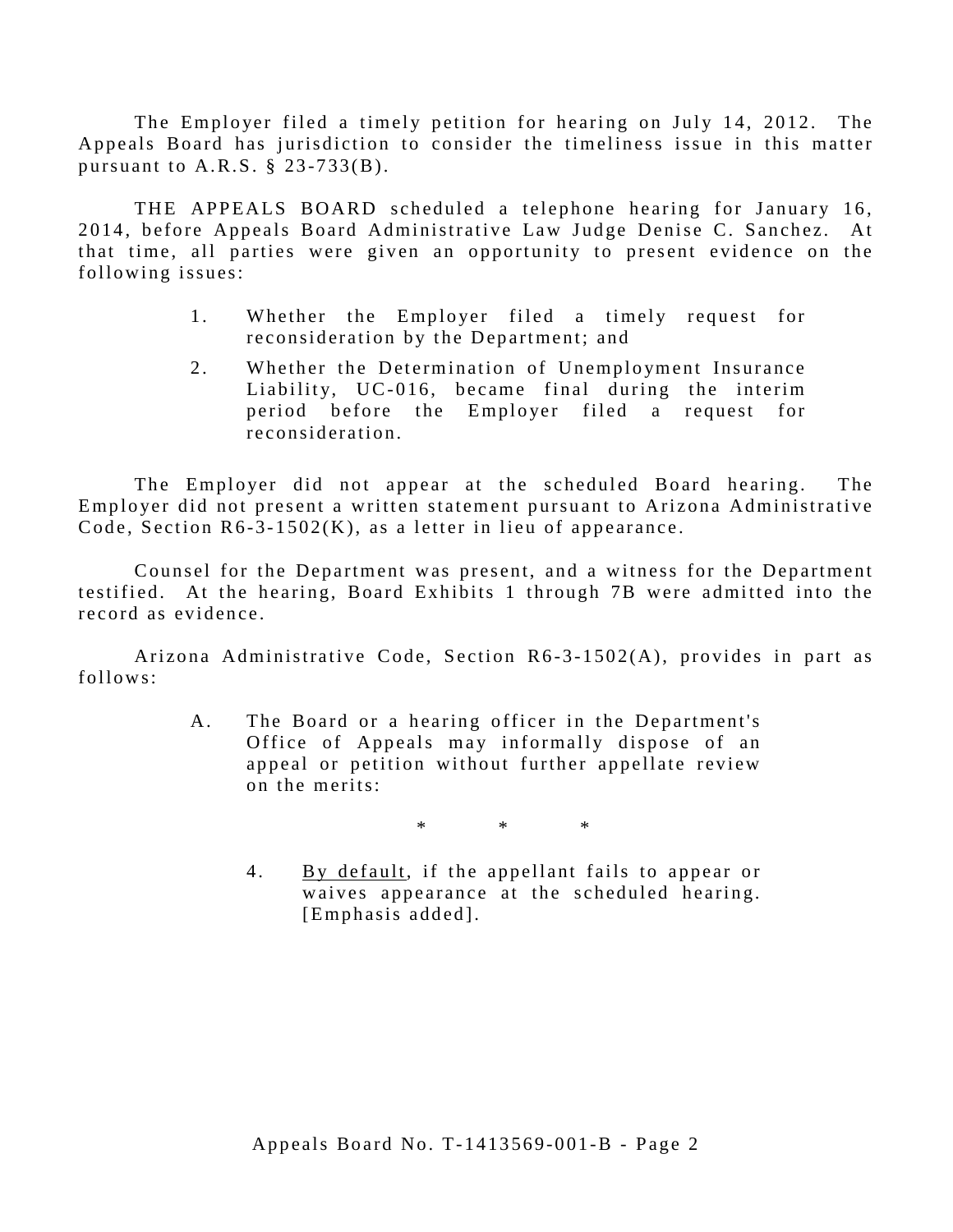The Employer filed a timely petition for hearing on July 14, 2012. The Appeals Board has jurisdiction to consider the timeliness issue in this matter pursuant to A.R.S. § 23-733(B).

THE APPEALS BOARD scheduled a telephone hearing for January 16, 2014, before Appeals Board Administrative Law Judge Denise C. Sanchez. At that time, all parties were given an opportunity to present evidence on the following issues:

> 1. Whether the Employer filed a timely request for reconsideration by the Department; and
> 2. Whether the Determination of Unemployment Insurance Liability, UC-016, became final during the interim period before the Employer filed a request for reconsideration.

The Employer did not appear at the scheduled Board hearing. The Employer did not present a written statement pursuant to Arizona Administrative Code, Section R6-3-1502(K), as a letter in lieu of appearance.

Counsel for the Department was present, and a witness for the Department testified. At the hearing, Board Exhibits 1 through 7B were admitted into the record as evidence.

Arizona Administrative Code, Section R6-3-1502(A), provides in part as follows:

> A. The Board or a hearing officer in the Department's Office of Appeals may informally dispose of an appeal or petition without further appellate review on the merits:
>
> \* \* \*
>
> 4. <u>By default</u>, if the appellant fails to appear or waives appearance at the scheduled hearing. [Emphasis added].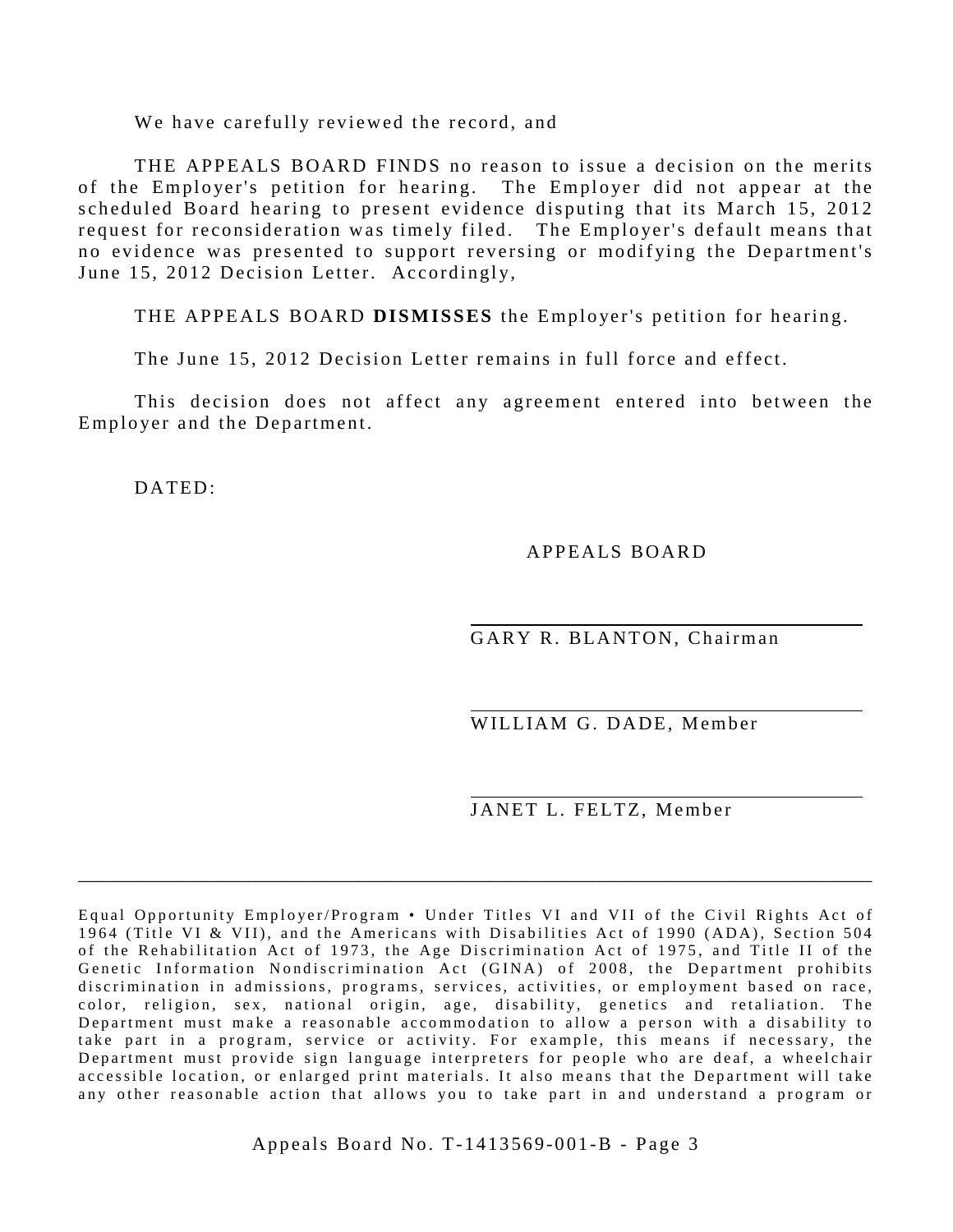We have carefully reviewed the record, and

THE APPEALS BOARD FINDS no reason to issue a decision on the merits of the Employer's petition for hearing. The Employer did not appear at the scheduled Board hearing to present evidence disputing that its March 15, 2012 request for reconsideration was timely filed. The Employer's default means that no evidence was presented to support reversing or modifying the Department's June 15, 2012 Decision Letter. Accordingly,

THE APPEALS BOARD **DISMISSES** the Employer's petition for hearing.

The June 15, 2012 Decision Letter remains in full force and effect.

This decision does not affect any agreement entered into between the Employer and the Department.

DATED:

APPEALS BOARD

GARY R. BLANTON, Chairman

WILLIAM G. DADE, Member

JANET L. FELTZ, Member

---

Equal Opportunity Employer/Program • Under Titles VI and VII of the Civil Rights Act of 1964 (Title VI & VII), and the Americans with Disabilities Act of 1990 (ADA), Section 504 of the Rehabilitation Act of 1973, the Age Discrimination Act of 1975, and Title II of the Genetic Information Nondiscrimination Act (GINA) of 2008, the Department prohibits discrimination in admissions, programs, services, activities, or employment based on race, color, religion, sex, national origin, age, disability, genetics and retaliation. The Department must make a reasonable accommodation to allow a person with a disability to take part in a program, service or activity. For example, this means if necessary, the Department must provide sign language interpreters for people who are deaf, a wheelchair accessible location, or enlarged print materials. It also means that the Department will take any other reasonable action that allows you to take part in and understand a program or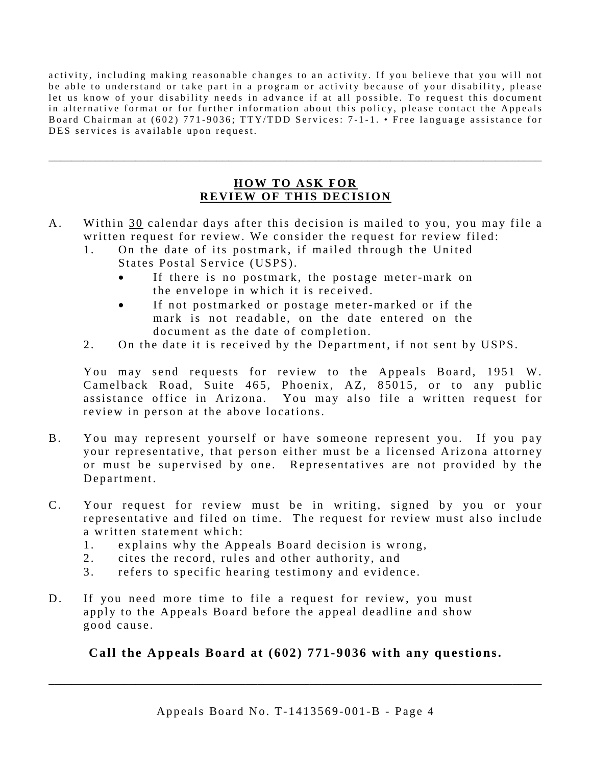activity, including making reasonable changes to an activity. If you believe that you will not be able to understand or take part in a program or activity because of your disability, please let us know of your disability needs in advance if at all possible. To request this document in alternative format or for further information about this policy, please contact the Appeals Board Chairman at (602) 771-9036; TTY/TDD Services: 7-1-1. • Free language assistance for DES services is available upon request.

---

## HOW TO ASK FOR REVIEW OF THIS DECISION

A. Within 30 calendar days after this decision is mailed to you, you may file a written request for review. We consider the request for review filed:

   1. On the date of its postmark, if mailed through the United States Postal Service (USPS).
      - If there is no postmark, the postage meter-mark on the envelope in which it is received.
      - If not postmarked or postage meter-marked or if the mark is not readable, on the date entered on the document as the date of completion.
   2. On the date it is received by the Department, if not sent by USPS.

   You may send requests for review to the Appeals Board, 1951 W. Camelback Road, Suite 465, Phoenix, AZ, 85015, or to any public assistance office in Arizona. You may also file a written request for review in person at the above locations.

B. You may represent yourself or have someone represent you. If you pay your representative, that person either must be a licensed Arizona attorney or must be supervised by one. Representatives are not provided by the Department.

C. Your request for review must be in writing, signed by you or your representative and filed on time. The request for review must also include a written statement which:

   1. explains why the Appeals Board decision is wrong,
   2. cites the record, rules and other authority, and
   3. refers to specific hearing testimony and evidence.

D. If you need more time to file a request for review, you must apply to the Appeals Board before the appeal deadline and show good cause.

**Call the Appeals Board at (602) 771-9036 with any questions.**

---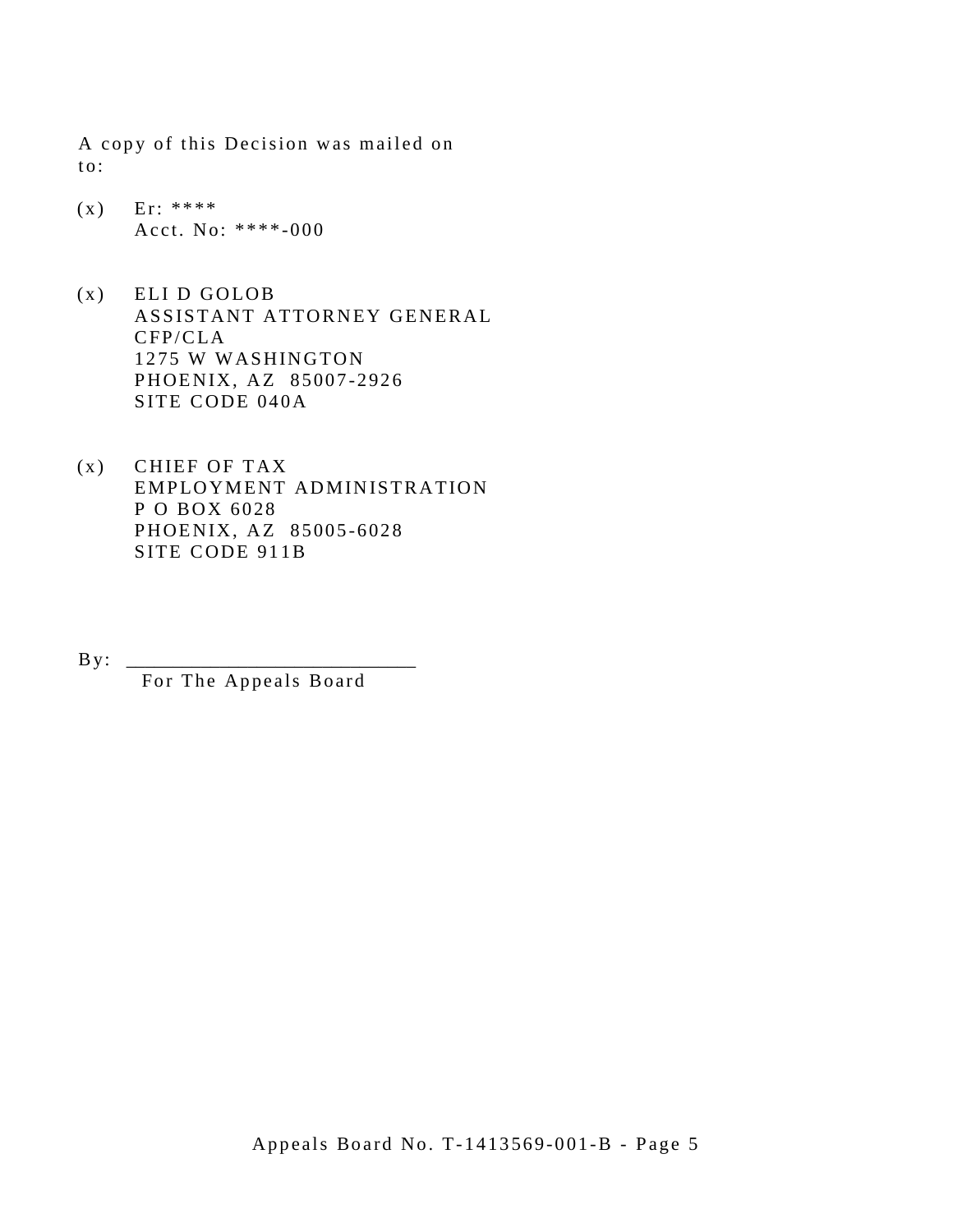A copy of this Decision was mailed on
to:

(x) Er: ****
Acct. No: ****-000

(x) ELI D GOLOB
ASSISTANT ATTORNEY GENERAL
CFP/CLA
1275 W WASHINGTON
PHOENIX, AZ 85007-2926
SITE CODE 040A

(x) CHIEF OF TAX
EMPLOYMENT ADMINISTRATION
P O BOX 6028
PHOENIX, AZ 85005-6028
SITE CODE 911B

By: ____________________________
For The Appeals Board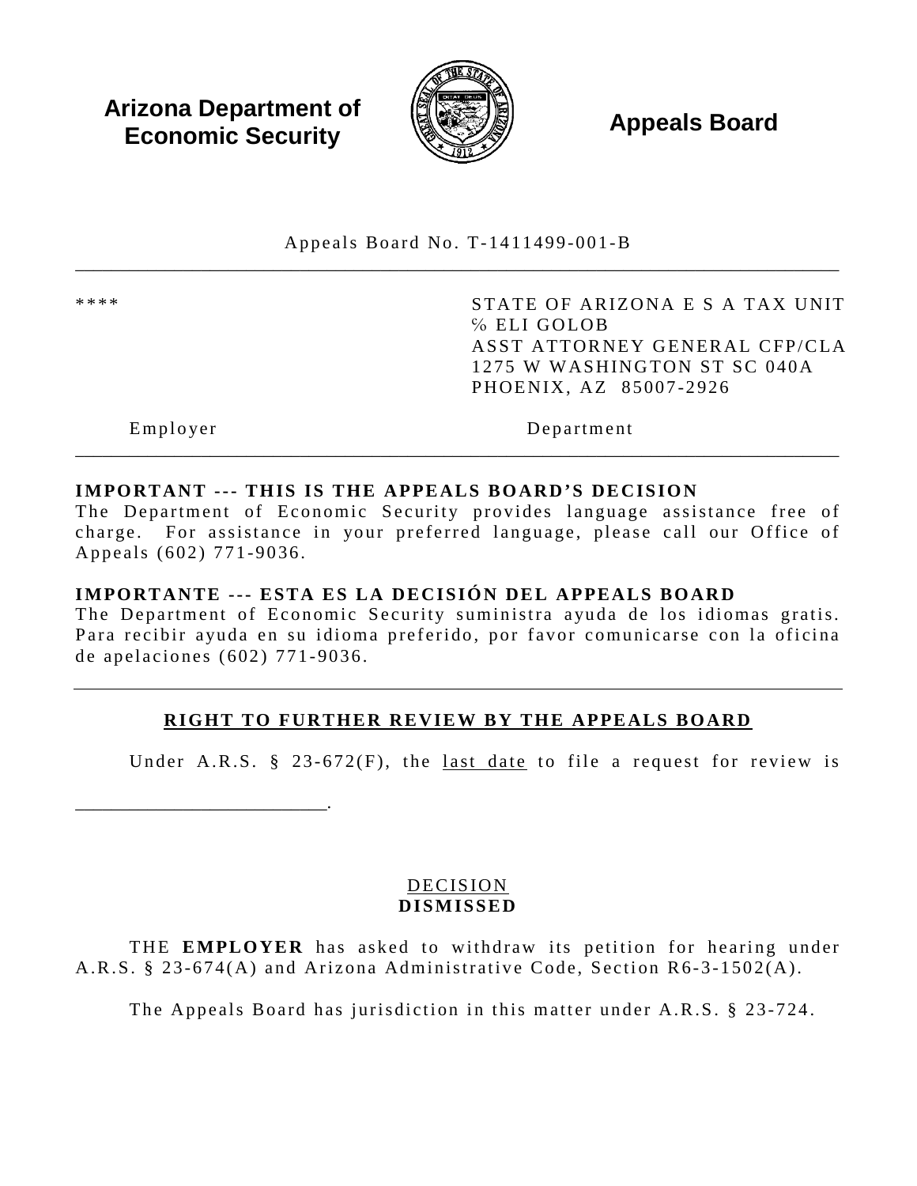**Arizona Department of Economic Security** **Appeals Board**

Appeals Board No. T-1411499-001-B

---

| **** | STATE OF ARIZONA E S A TAX UNIT<br>% ELI GOLOB<br>ASST ATTORNEY GENERAL CFP/CLA<br>1275 W WASHINGTON ST SC 040A<br>PHOENIX, AZ 85007-2926 |
|---|---|
| Employer | Department |

---

**IMPORTANT --- THIS IS THE APPEALS BOARD'S DECISION**
The Department of Economic Security provides language assistance free of charge. For assistance in your preferred language, please call our Office of Appeals (602) 771-9036.

**IMPORTANTE --- ESTA ES LA DECISIÓN DEL APPEALS BOARD**
The Department of Economic Security suministra ayuda de los idiomas gratis. Para recibir ayuda en su idioma preferido, por favor comunicarse con la oficina de apelaciones (602) 771-9036.

---

**RIGHT TO FURTHER REVIEW BY THE APPEALS BOARD**

Under A.R.S. § 23-672(F), the last date to file a request for review is

_________________________.

DECISION
**DISMISSED**

THE **EMPLOYER** has asked to withdraw its petition for hearing under A.R.S. § 23-674(A) and Arizona Administrative Code, Section R6-3-1502(A).

The Appeals Board has jurisdiction in this matter under A.R.S. § 23-724.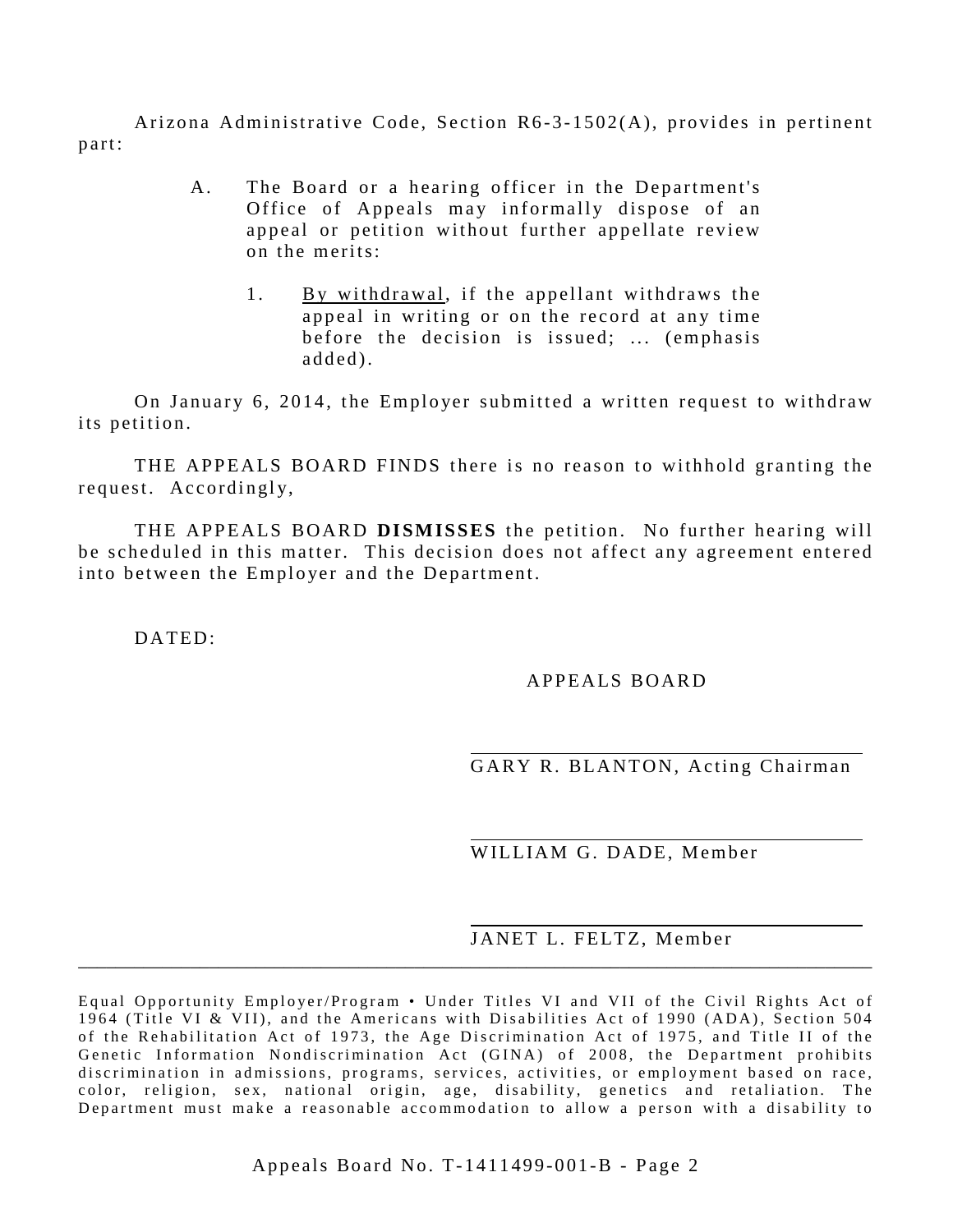Arizona Administrative Code, Section R6-3-1502(A), provides in pertinent part:

> A. The Board or a hearing officer in the Department's Office of Appeals may informally dispose of an appeal or petition without further appellate review on the merits:
>
> 1. By withdrawal, if the appellant withdraws the appeal in writing or on the record at any time before the decision is issued; ... (emphasis added).

On January 6, 2014, the Employer submitted a written request to withdraw its petition.

THE APPEALS BOARD FINDS there is no reason to withhold granting the request. Accordingly,

THE APPEALS BOARD **DISMISSES** the petition. No further hearing will be scheduled in this matter. This decision does not affect any agreement entered into between the Employer and the Department.

DATED:

APPEALS BOARD

GARY R. BLANTON, Acting Chairman

WILLIAM G. DADE, Member

JANET L. FELTZ, Member

---

Equal Opportunity Employer/Program • Under Titles VI and VII of the Civil Rights Act of 1964 (Title VI & VII), and the Americans with Disabilities Act of 1990 (ADA), Section 504 of the Rehabilitation Act of 1973, the Age Discrimination Act of 1975, and Title II of the Genetic Information Nondiscrimination Act (GINA) of 2008, the Department prohibits discrimination in admissions, programs, services, activities, or employment based on race, color, religion, sex, national origin, age, disability, genetics and retaliation. The Department must make a reasonable accommodation to allow a person with a disability to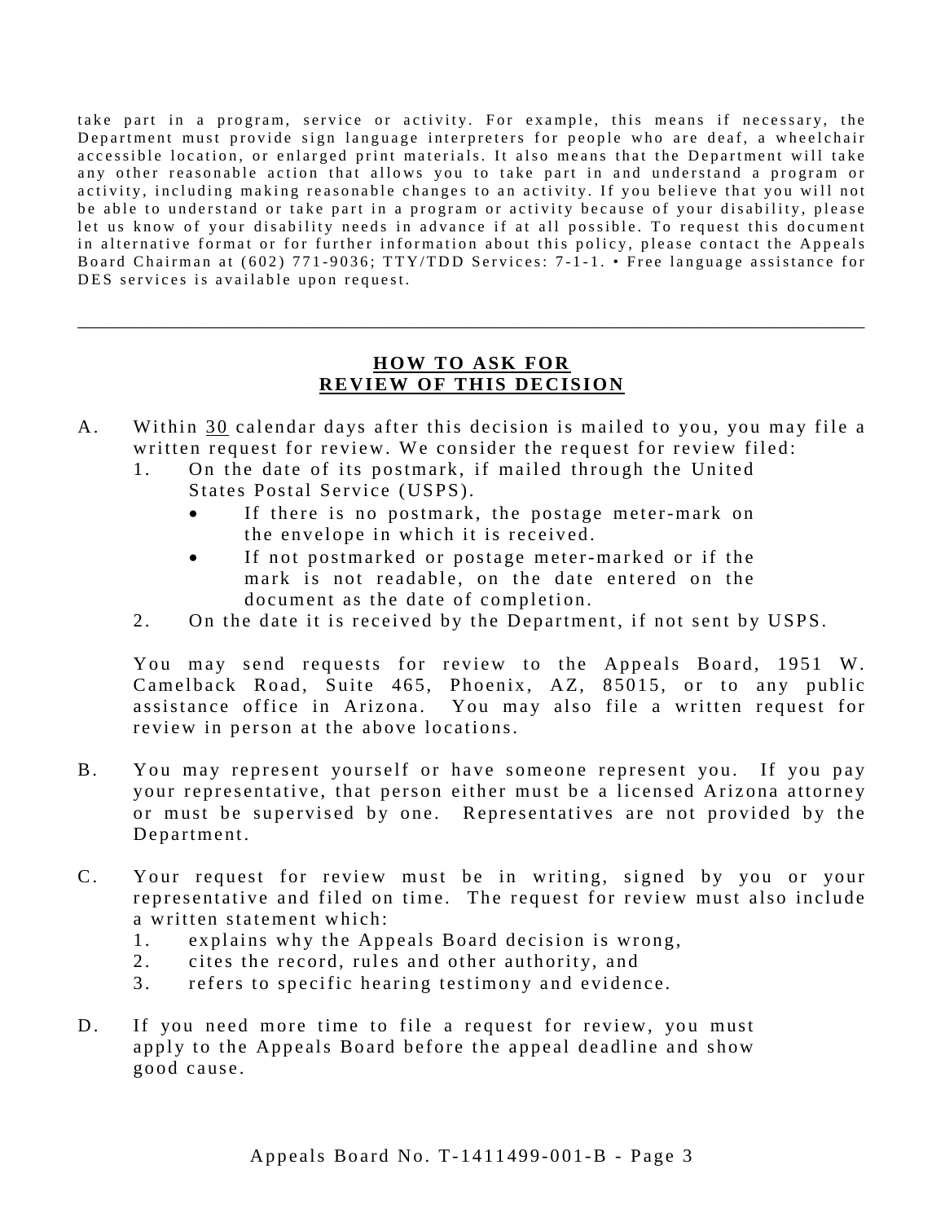take part in a program, service or activity. For example, this means if necessary, the Department must provide sign language interpreters for people who are deaf, a wheelchair accessible location, or enlarged print materials. It also means that the Department will take any other reasonable action that allows you to take part in and understand a program or activity, including making reasonable changes to an activity. If you believe that you will not be able to understand or take part in a program or activity because of your disability, please let us know of your disability needs in advance if at all possible. To request this document in alternative format or for further information about this policy, please contact the Appeals Board Chairman at (602) 771-9036; TTY/TDD Services: 7-1-1. • Free language assistance for DES services is available upon request.

---

## HOW TO ASK FOR REVIEW OF THIS DECISION

A. Within 30 calendar days after this decision is mailed to you, you may file a written request for review. We consider the request for review filed:
   1. On the date of its postmark, if mailed through the United States Postal Service (USPS).
      - If there is no postmark, the postage meter-mark on the envelope in which it is received.
      - If not postmarked or postage meter-marked or if the mark is not readable, on the date entered on the document as the date of completion.
   2. On the date it is received by the Department, if not sent by USPS.

   You may send requests for review to the Appeals Board, 1951 W. Camelback Road, Suite 465, Phoenix, AZ, 85015, or to any public assistance office in Arizona. You may also file a written request for review in person at the above locations.

B. You may represent yourself or have someone represent you. If you pay your representative, that person either must be a licensed Arizona attorney or must be supervised by one. Representatives are not provided by the Department.

C. Your request for review must be in writing, signed by you or your representative and filed on time. The request for review must also include a written statement which:
   1. explains why the Appeals Board decision is wrong,
   2. cites the record, rules and other authority, and
   3. refers to specific hearing testimony and evidence.

D. If you need more time to file a request for review, you must apply to the Appeals Board before the appeal deadline and show good cause.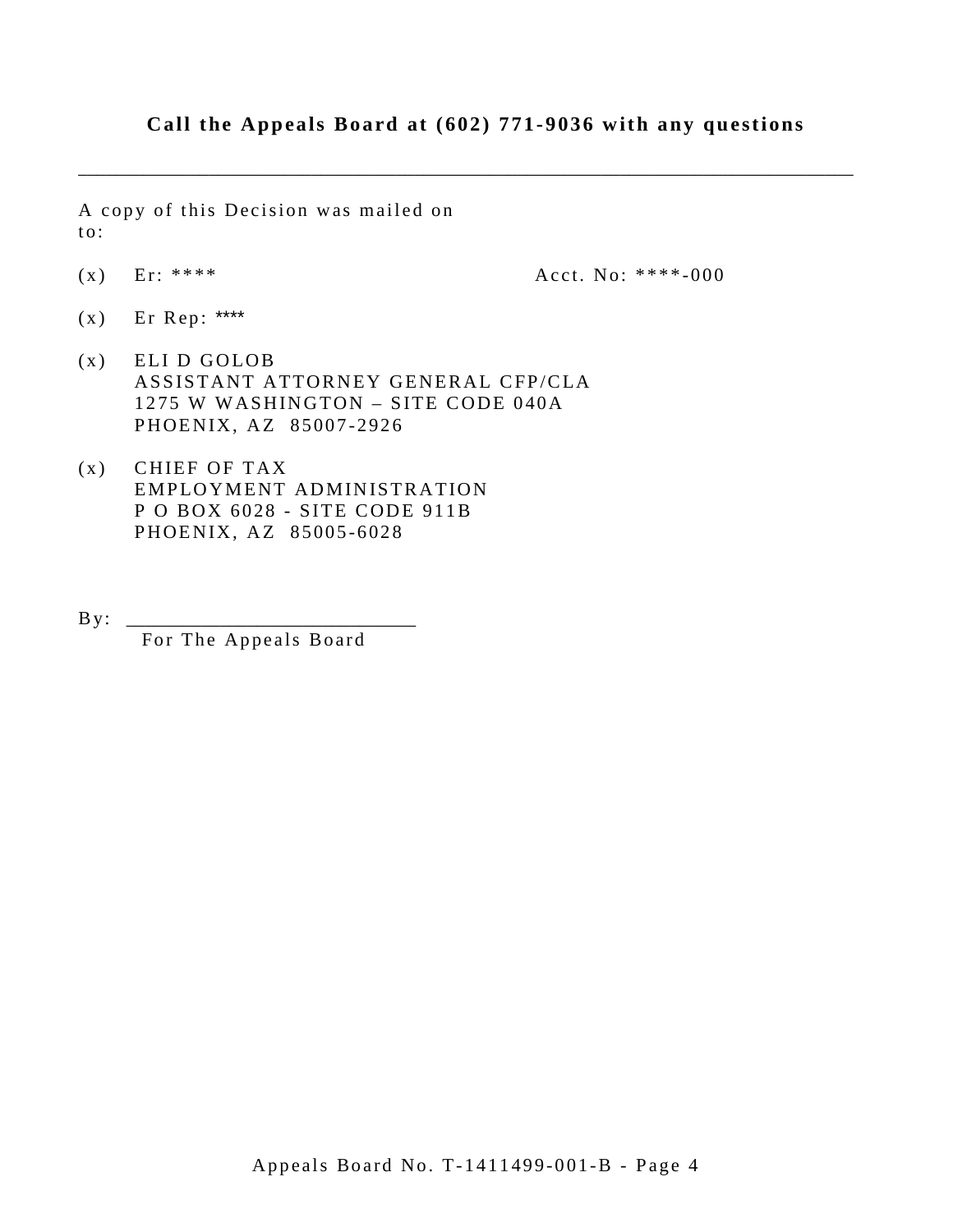**Call the Appeals Board at (602) 771-9036 with any questions**

---

A copy of this Decision was mailed on
to:

(x) Er: **** Acct. No: ****-000

(x) Er Rep: ****

(x) ELI D GOLOB
ASSISTANT ATTORNEY GENERAL CFP/CLA
1275 W WASHINGTON – SITE CODE 040A
PHOENIX, AZ 85007-2926

(x) CHIEF OF TAX
EMPLOYMENT ADMINISTRATION
P O BOX 6028 - SITE CODE 911B
PHOENIX, AZ 85005-6028

By: ___________________________
For The Appeals Board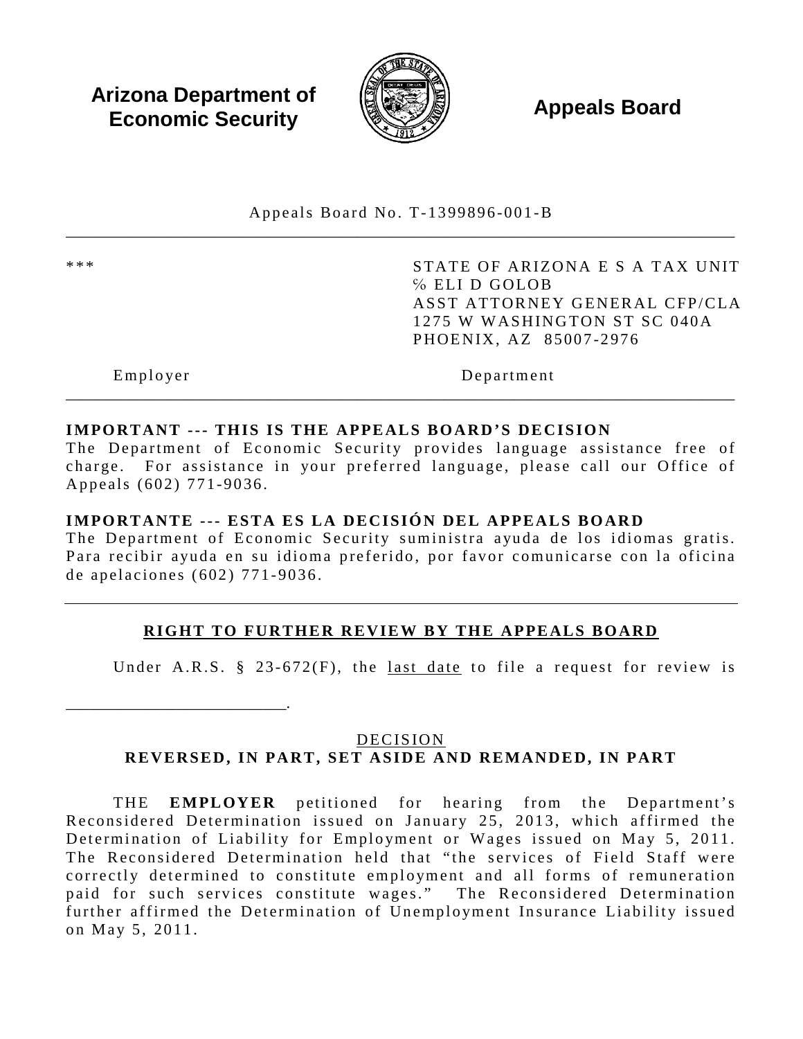**Arizona Department of Economic Security** **Appeals Board**

Appeals Board No. T-1399896-001-B

---

*** 

STATE OF ARIZONA E S A TAX UNIT
% ELI D GOLOB
ASST ATTORNEY GENERAL CFP/CLA
1275 W WASHINGTON ST SC 040A
PHOENIX, AZ 85007-2976

Employer Department

---

**IMPORTANT --- THIS IS THE APPEALS BOARD'S DECISION**
The Department of Economic Security provides language assistance free of charge. For assistance in your preferred language, please call our Office of Appeals (602) 771-9036.

**IMPORTANTE --- ESTA ES LA DECISIÓN DEL APPEALS BOARD**
The Department of Economic Security suministra ayuda de los idiomas gratis. Para recibir ayuda en su idioma preferido, por favor comunicarse con la oficina de apelaciones (602) 771-9036.

---

**RIGHT TO FURTHER REVIEW BY THE APPEALS BOARD**

Under A.R.S. § 23-672(F), the last date to file a request for review is

_________________________.

DECISION
**REVERSED, IN PART, SET ASIDE AND REMANDED, IN PART**

THE **EMPLOYER** petitioned for hearing from the Department's Reconsidered Determination issued on January 25, 2013, which affirmed the Determination of Liability for Employment or Wages issued on May 5, 2011. The Reconsidered Determination held that "the services of Field Staff were correctly determined to constitute employment and all forms of remuneration paid for such services constitute wages." The Reconsidered Determination further affirmed the Determination of Unemployment Insurance Liability issued on May 5, 2011.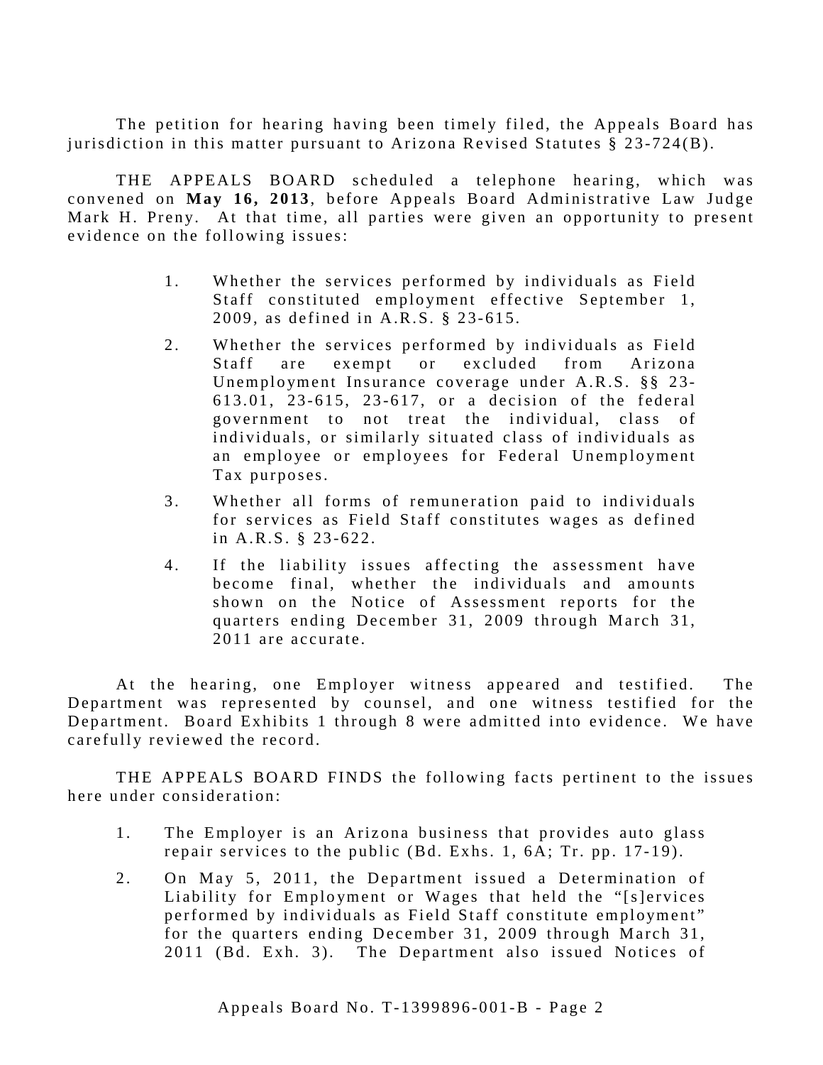The petition for hearing having been timely filed, the Appeals Board has jurisdiction in this matter pursuant to Arizona Revised Statutes § 23-724(B).

THE APPEALS BOARD scheduled a telephone hearing, which was convened on **May 16, 2013**, before Appeals Board Administrative Law Judge Mark H. Preny. At that time, all parties were given an opportunity to present evidence on the following issues:

1. Whether the services performed by individuals as Field Staff constituted employment effective September 1, 2009, as defined in A.R.S. § 23-615.
2. Whether the services performed by individuals as Field Staff are exempt or excluded from Arizona Unemployment Insurance coverage under A.R.S. §§ 23-613.01, 23-615, 23-617, or a decision of the federal government to not treat the individual, class of individuals, or similarly situated class of individuals as an employee or employees for Federal Unemployment Tax purposes.
3. Whether all forms of remuneration paid to individuals for services as Field Staff constitutes wages as defined in A.R.S. § 23-622.
4. If the liability issues affecting the assessment have become final, whether the individuals and amounts shown on the Notice of Assessment reports for the quarters ending December 31, 2009 through March 31, 2011 are accurate.

At the hearing, one Employer witness appeared and testified. The Department was represented by counsel, and one witness testified for the Department. Board Exhibits 1 through 8 were admitted into evidence. We have carefully reviewed the record.

THE APPEALS BOARD FINDS the following facts pertinent to the issues here under consideration:

1. The Employer is an Arizona business that provides auto glass repair services to the public (Bd. Exhs. 1, 6A; Tr. pp. 17-19).
2. On May 5, 2011, the Department issued a Determination of Liability for Employment or Wages that held the "[s]ervices performed by individuals as Field Staff constitute employment" for the quarters ending December 31, 2009 through March 31, 2011 (Bd. Exh. 3). The Department also issued Notices of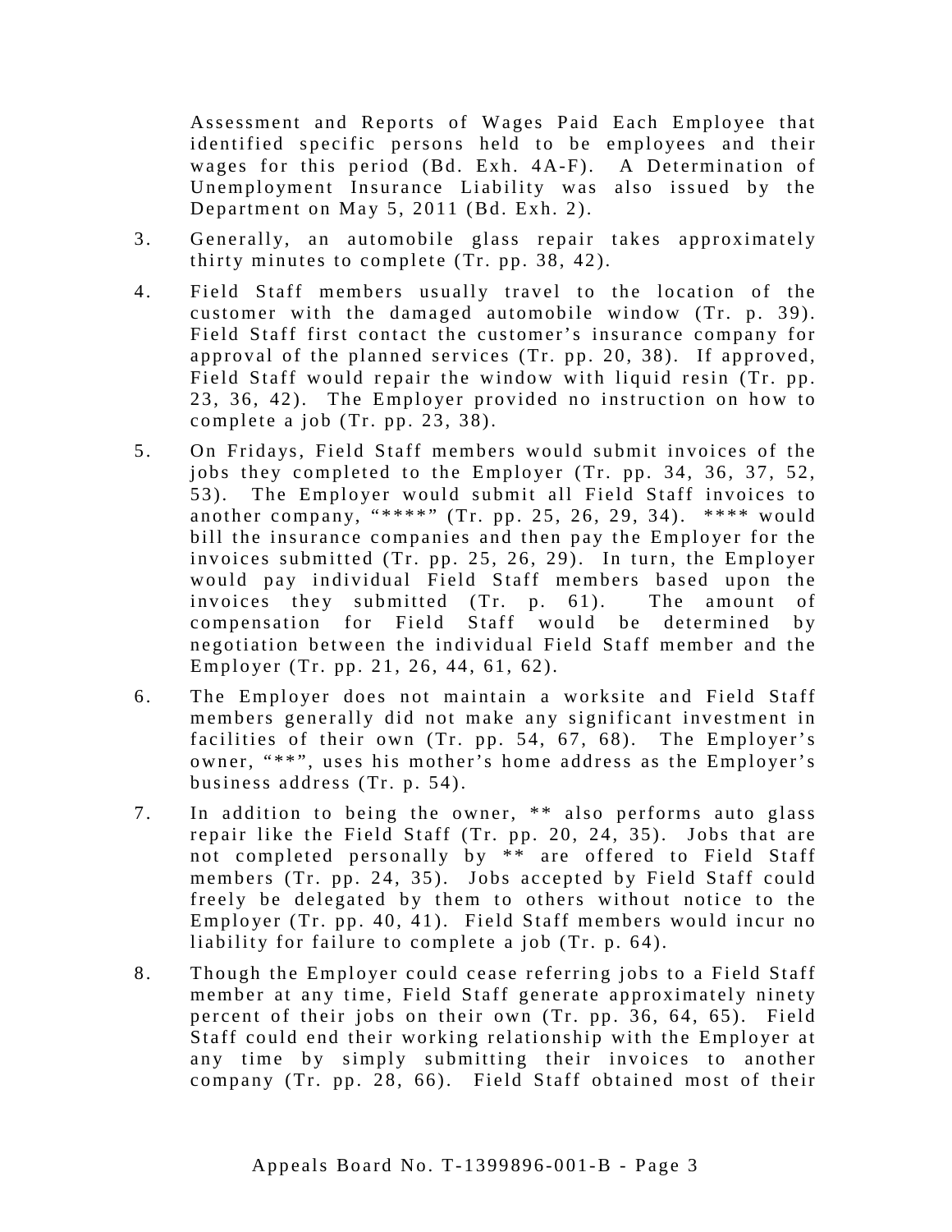Assessment and Reports of Wages Paid Each Employee that identified specific persons held to be employees and their wages for this period (Bd. Exh. 4A-F). A Determination of Unemployment Insurance Liability was also issued by the Department on May 5, 2011 (Bd. Exh. 2).

3. Generally, an automobile glass repair takes approximately thirty minutes to complete (Tr. pp. 38, 42).

4. Field Staff members usually travel to the location of the customer with the damaged automobile window (Tr. p. 39). Field Staff first contact the customer's insurance company for approval of the planned services (Tr. pp. 20, 38). If approved, Field Staff would repair the window with liquid resin (Tr. pp. 23, 36, 42). The Employer provided no instruction on how to complete a job (Tr. pp. 23, 38).

5. On Fridays, Field Staff members would submit invoices of the jobs they completed to the Employer (Tr. pp. 34, 36, 37, 52, 53). The Employer would submit all Field Staff invoices to another company, "****" (Tr. pp. 25, 26, 29, 34). **** would bill the insurance companies and then pay the Employer for the invoices submitted (Tr. pp. 25, 26, 29). In turn, the Employer would pay individual Field Staff members based upon the invoices they submitted (Tr. p. 61). The amount of compensation for Field Staff would be determined by negotiation between the individual Field Staff member and the Employer (Tr. pp. 21, 26, 44, 61, 62).

6. The Employer does not maintain a worksite and Field Staff members generally did not make any significant investment in facilities of their own (Tr. pp. 54, 67, 68). The Employer's owner, "**", uses his mother's home address as the Employer's business address (Tr. p. 54).

7. In addition to being the owner, ** also performs auto glass repair like the Field Staff (Tr. pp. 20, 24, 35). Jobs that are not completed personally by ** are offered to Field Staff members (Tr. pp. 24, 35). Jobs accepted by Field Staff could freely be delegated by them to others without notice to the Employer (Tr. pp. 40, 41). Field Staff members would incur no liability for failure to complete a job (Tr. p. 64).

8. Though the Employer could cease referring jobs to a Field Staff member at any time, Field Staff generate approximately ninety percent of their jobs on their own (Tr. pp. 36, 64, 65). Field Staff could end their working relationship with the Employer at any time by simply submitting their invoices to another company (Tr. pp. 28, 66). Field Staff obtained most of their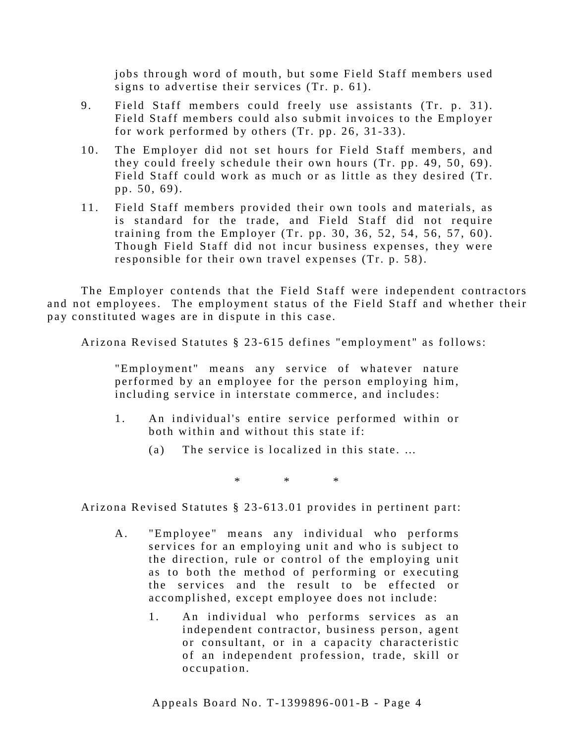jobs through word of mouth, but some Field Staff members used signs to advertise their services (Tr. p. 61).

9. Field Staff members could freely use assistants (Tr. p. 31). Field Staff members could also submit invoices to the Employer for work performed by others (Tr. pp. 26, 31-33).

10. The Employer did not set hours for Field Staff members, and they could freely schedule their own hours (Tr. pp. 49, 50, 69). Field Staff could work as much or as little as they desired (Tr. pp. 50, 69).

11. Field Staff members provided their own tools and materials, as is standard for the trade, and Field Staff did not require training from the Employer (Tr. pp. 30, 36, 52, 54, 56, 57, 60). Though Field Staff did not incur business expenses, they were responsible for their own travel expenses (Tr. p. 58).

The Employer contends that the Field Staff were independent contractors and not employees. The employment status of the Field Staff and whether their pay constituted wages are in dispute in this case.

Arizona Revised Statutes § 23-615 defines "employment" as follows:

> "Employment" means any service of whatever nature performed by an employee for the person employing him, including service in interstate commerce, and includes:
>
> 1. An individual's entire service performed within or both within and without this state if:
>
>    (a) The service is localized in this state. ...

\* \* \*

Arizona Revised Statutes § 23-613.01 provides in pertinent part:

> A. "Employee" means any individual who performs services for an employing unit and who is subject to the direction, rule or control of the employing unit as to both the method of performing or executing the services and the result to be effected or accomplished, except employee does not include:
>
>    1. An individual who performs services as an independent contractor, business person, agent or consultant, or in a capacity characteristic of an independent profession, trade, skill or occupation.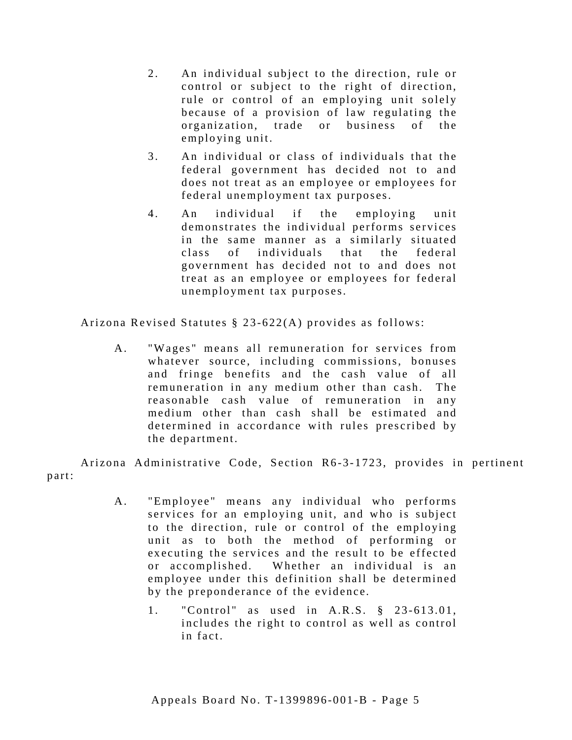2. An individual subject to the direction, rule or control or subject to the right of direction, rule or control of an employing unit solely because of a provision of law regulating the organization, trade or business of the employing unit.

3. An individual or class of individuals that the federal government has decided not to and does not treat as an employee or employees for federal unemployment tax purposes.

4. An individual if the employing unit demonstrates the individual performs services in the same manner as a similarly situated class of individuals that the federal government has decided not to and does not treat as an employee or employees for federal unemployment tax purposes.

Arizona Revised Statutes § 23-622(A) provides as follows:

> A. "Wages" means all remuneration for services from whatever source, including commissions, bonuses and fringe benefits and the cash value of all remuneration in any medium other than cash. The reasonable cash value of remuneration in any medium other than cash shall be estimated and determined in accordance with rules prescribed by the department.

Arizona Administrative Code, Section R6-3-1723, provides in pertinent part:

> A. "Employee" means any individual who performs services for an employing unit, and who is subject to the direction, rule or control of the employing unit as to both the method of performing or executing the services and the result to be effected or accomplished. Whether an individual is an employee under this definition shall be determined by the preponderance of the evidence.
>
> 1. "Control" as used in A.R.S. § 23-613.01, includes the right to control as well as control in fact.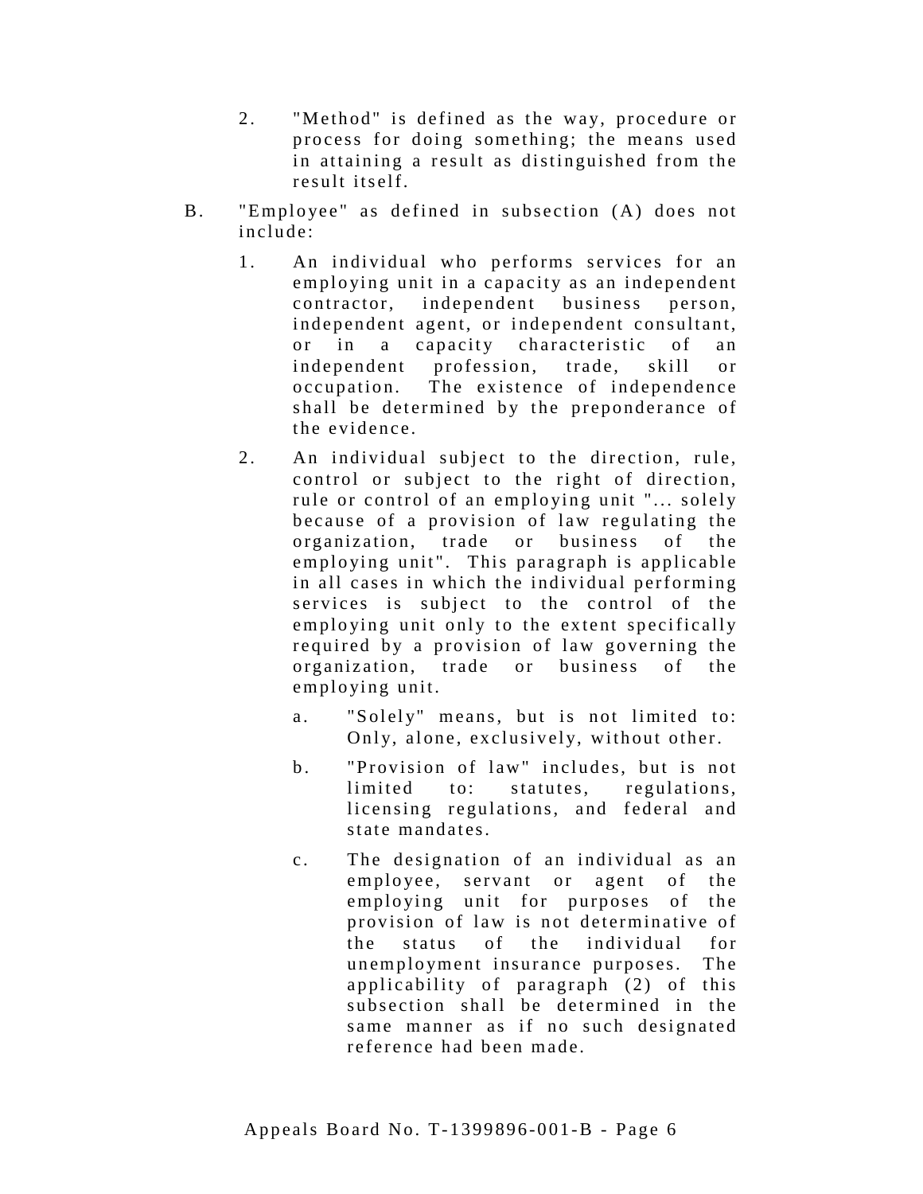2. "Method" is defined as the way, procedure or process for doing something; the means used in attaining a result as distinguished from the result itself.

B. "Employee" as defined in subsection (A) does not include:

   1. An individual who performs services for an employing unit in a capacity as an independent contractor, independent business person, independent agent, or independent consultant, or in a capacity characteristic of an independent profession, trade, skill or occupation. The existence of independence shall be determined by the preponderance of the evidence.

   2. An individual subject to the direction, rule, control or subject to the right of direction, rule or control of an employing unit "... solely because of a provision of law regulating the organization, trade or business of the employing unit". This paragraph is applicable in all cases in which the individual performing services is subject to the control of the employing unit only to the extent specifically required by a provision of law governing the organization, trade or business of the employing unit.

      a. "Solely" means, but is not limited to: Only, alone, exclusively, without other.

      b. "Provision of law" includes, but is not limited to: statutes, regulations, licensing regulations, and federal and state mandates.

      c. The designation of an individual as an employee, servant or agent of the employing unit for purposes of the provision of law is not determinative of the status of the individual for unemployment insurance purposes. The applicability of paragraph (2) of this subsection shall be determined in the same manner as if no such designated reference had been made.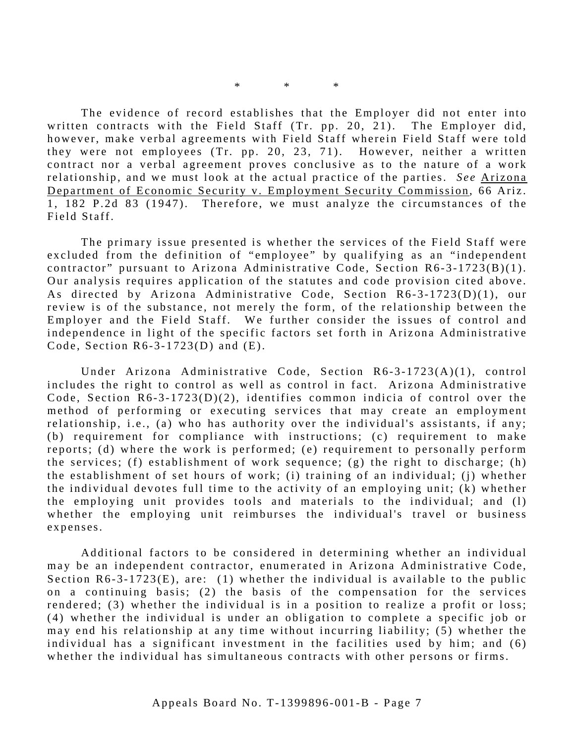\* \* \*

The evidence of record establishes that the Employer did not enter into written contracts with the Field Staff (Tr. pp. 20, 21). The Employer did, however, make verbal agreements with Field Staff wherein Field Staff were told they were not employees (Tr. pp. 20, 23, 71). However, neither a written contract nor a verbal agreement proves conclusive as to the nature of a work relationship, and we must look at the actual practice of the parties. *See* Arizona Department of Economic Security v. Employment Security Commission, 66 Ariz. 1, 182 P.2d 83 (1947). Therefore, we must analyze the circumstances of the Field Staff.

The primary issue presented is whether the services of the Field Staff were excluded from the definition of "employee" by qualifying as an "independent contractor" pursuant to Arizona Administrative Code, Section R6-3-1723(B)(1). Our analysis requires application of the statutes and code provision cited above. As directed by Arizona Administrative Code, Section R6-3-1723(D)(1), our review is of the substance, not merely the form, of the relationship between the Employer and the Field Staff. We further consider the issues of control and independence in light of the specific factors set forth in Arizona Administrative Code, Section R6-3-1723(D) and (E).

Under Arizona Administrative Code, Section R6-3-1723(A)(1), control includes the right to control as well as control in fact. Arizona Administrative Code, Section R6-3-1723(D)(2), identifies common indicia of control over the method of performing or executing services that may create an employment relationship, i.e., (a) who has authority over the individual's assistants, if any; (b) requirement for compliance with instructions; (c) requirement to make reports; (d) where the work is performed; (e) requirement to personally perform the services; (f) establishment of work sequence; (g) the right to discharge; (h) the establishment of set hours of work; (i) training of an individual; (j) whether the individual devotes full time to the activity of an employing unit; (k) whether the employing unit provides tools and materials to the individual; and (l) whether the employing unit reimburses the individual's travel or business expenses.

Additional factors to be considered in determining whether an individual may be an independent contractor, enumerated in Arizona Administrative Code, Section R6-3-1723(E), are: (1) whether the individual is available to the public on a continuing basis; (2) the basis of the compensation for the services rendered; (3) whether the individual is in a position to realize a profit or loss; (4) whether the individual is under an obligation to complete a specific job or may end his relationship at any time without incurring liability; (5) whether the individual has a significant investment in the facilities used by him; and (6) whether the individual has simultaneous contracts with other persons or firms.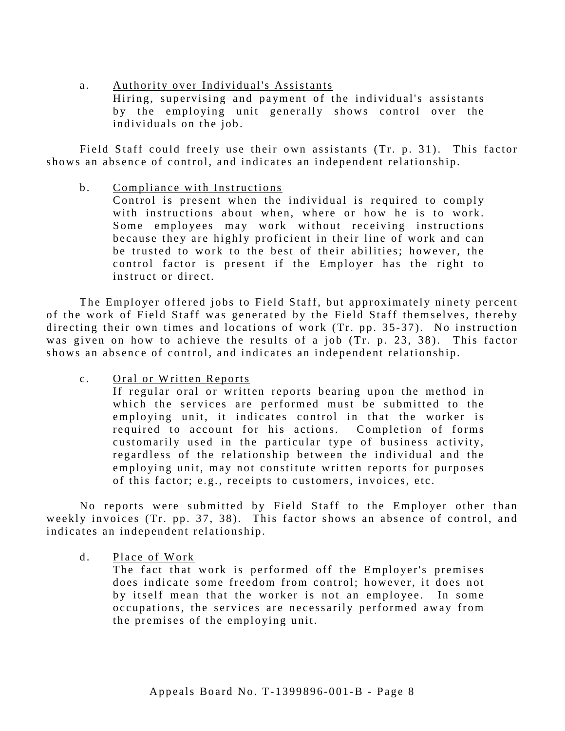a. <u>Authority over Individual's Assistants</u>

Hiring, supervising and payment of the individual's assistants by the employing unit generally shows control over the individuals on the job.

Field Staff could freely use their own assistants (Tr. p. 31). This factor shows an absence of control, and indicates an independent relationship.

b. <u>Compliance with Instructions</u>

Control is present when the individual is required to comply with instructions about when, where or how he is to work. Some employees may work without receiving instructions because they are highly proficient in their line of work and can be trusted to work to the best of their abilities; however, the control factor is present if the Employer has the right to instruct or direct.

The Employer offered jobs to Field Staff, but approximately ninety percent of the work of Field Staff was generated by the Field Staff themselves, thereby directing their own times and locations of work (Tr. pp. 35-37). No instruction was given on how to achieve the results of a job (Tr. p. 23, 38). This factor shows an absence of control, and indicates an independent relationship.

c. <u>Oral or Written Reports</u>

If regular oral or written reports bearing upon the method in which the services are performed must be submitted to the employing unit, it indicates control in that the worker is required to account for his actions. Completion of forms customarily used in the particular type of business activity, regardless of the relationship between the individual and the employing unit, may not constitute written reports for purposes of this factor; e.g., receipts to customers, invoices, etc.

No reports were submitted by Field Staff to the Employer other than weekly invoices (Tr. pp. 37, 38). This factor shows an absence of control, and indicates an independent relationship.

d. <u>Place of Work</u>

The fact that work is performed off the Employer's premises does indicate some freedom from control; however, it does not by itself mean that the worker is not an employee. In some occupations, the services are necessarily performed away from the premises of the employing unit.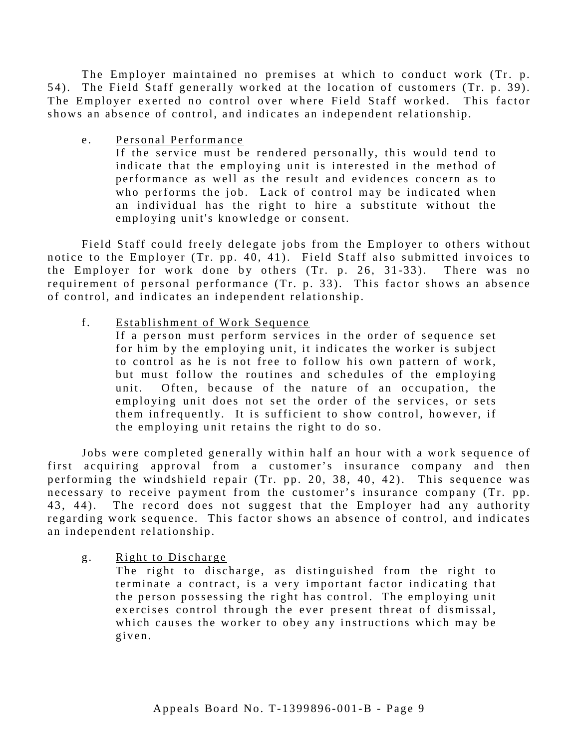The Employer maintained no premises at which to conduct work (Tr. p. 54). The Field Staff generally worked at the location of customers (Tr. p. 39). The Employer exerted no control over where Field Staff worked. This factor shows an absence of control, and indicates an independent relationship.

e. Personal Performance

> If the service must be rendered personally, this would tend to indicate that the employing unit is interested in the method of performance as well as the result and evidences concern as to who performs the job. Lack of control may be indicated when an individual has the right to hire a substitute without the employing unit's knowledge or consent.

Field Staff could freely delegate jobs from the Employer to others without notice to the Employer (Tr. pp. 40, 41). Field Staff also submitted invoices to the Employer for work done by others (Tr. p. 26, 31-33). There was no requirement of personal performance (Tr. p. 33). This factor shows an absence of control, and indicates an independent relationship.

f. Establishment of Work Sequence

> If a person must perform services in the order of sequence set for him by the employing unit, it indicates the worker is subject to control as he is not free to follow his own pattern of work, but must follow the routines and schedules of the employing unit. Often, because of the nature of an occupation, the employing unit does not set the order of the services, or sets them infrequently. It is sufficient to show control, however, if the employing unit retains the right to do so.

Jobs were completed generally within half an hour with a work sequence of first acquiring approval from a customer’s insurance company and then performing the windshield repair (Tr. pp. 20, 38, 40, 42). This sequence was necessary to receive payment from the customer’s insurance company (Tr. pp. 43, 44). The record does not suggest that the Employer had any authority regarding work sequence. This factor shows an absence of control, and indicates an independent relationship.

g. Right to Discharge

> The right to discharge, as distinguished from the right to terminate a contract, is a very important factor indicating that the person possessing the right has control. The employing unit exercises control through the ever present threat of dismissal, which causes the worker to obey any instructions which may be given.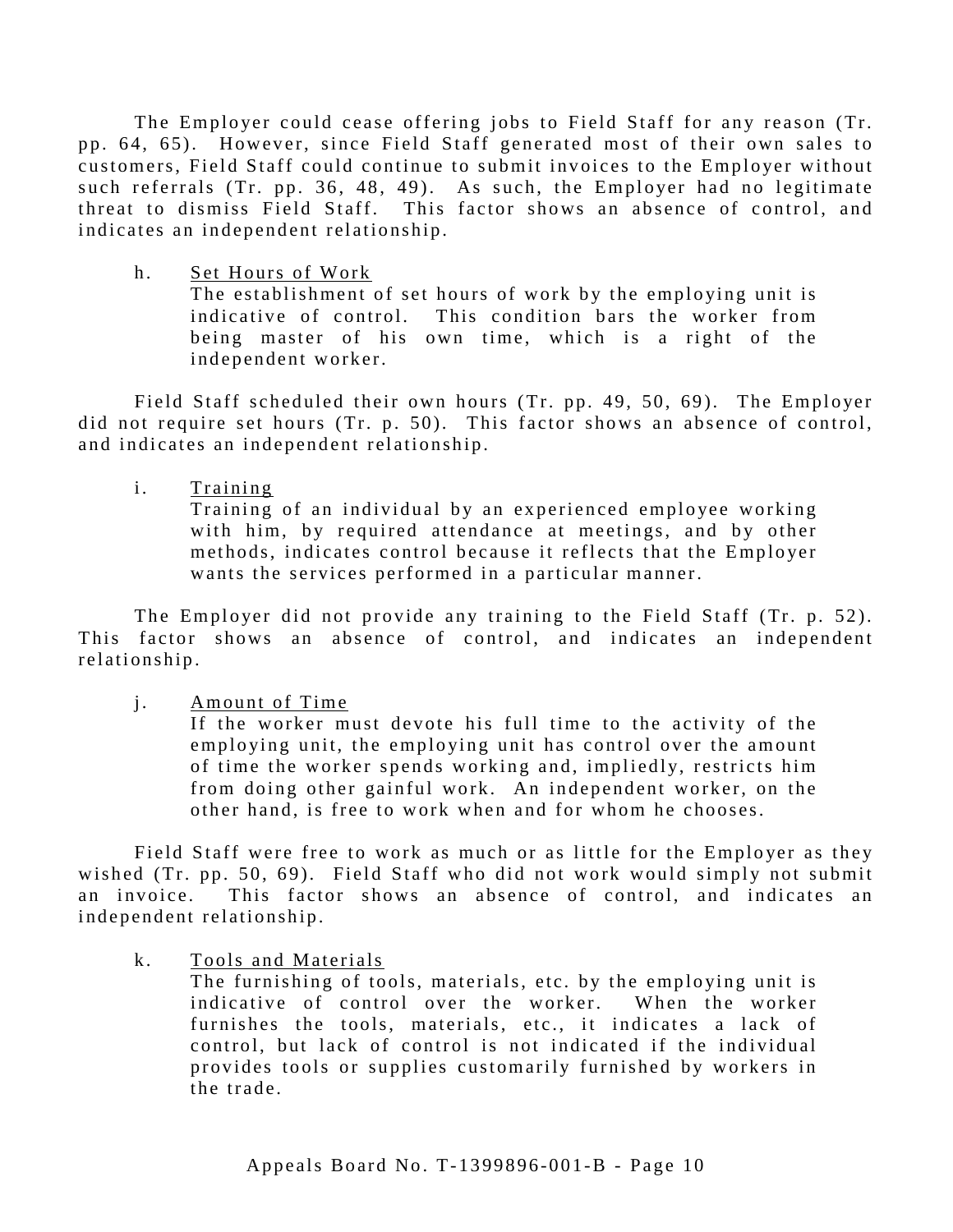The Employer could cease offering jobs to Field Staff for any reason (Tr. pp. 64, 65). However, since Field Staff generated most of their own sales to customers, Field Staff could continue to submit invoices to the Employer without such referrals (Tr. pp. 36, 48, 49). As such, the Employer had no legitimate threat to dismiss Field Staff. This factor shows an absence of control, and indicates an independent relationship.

h. <u>Set Hours of Work</u>
   The establishment of set hours of work by the employing unit is indicative of control. This condition bars the worker from being master of his own time, which is a right of the independent worker.

Field Staff scheduled their own hours (Tr. pp. 49, 50, 69). The Employer did not require set hours (Tr. p. 50). This factor shows an absence of control, and indicates an independent relationship.

i. <u>Training</u>
   Training of an individual by an experienced employee working with him, by required attendance at meetings, and by other methods, indicates control because it reflects that the Employer wants the services performed in a particular manner.

The Employer did not provide any training to the Field Staff (Tr. p. 52). This factor shows an absence of control, and indicates an independent relationship.

j. <u>Amount of Time</u>
   If the worker must devote his full time to the activity of the employing unit, the employing unit has control over the amount of time the worker spends working and, impliedly, restricts him from doing other gainful work. An independent worker, on the other hand, is free to work when and for whom he chooses.

Field Staff were free to work as much or as little for the Employer as they wished (Tr. pp. 50, 69). Field Staff who did not work would simply not submit an invoice. This factor shows an absence of control, and indicates an independent relationship.

k. <u>Tools and Materials</u>
   The furnishing of tools, materials, etc. by the employing unit is indicative of control over the worker. When the worker furnishes the tools, materials, etc., it indicates a lack of control, but lack of control is not indicated if the individual provides tools or supplies customarily furnished by workers in the trade.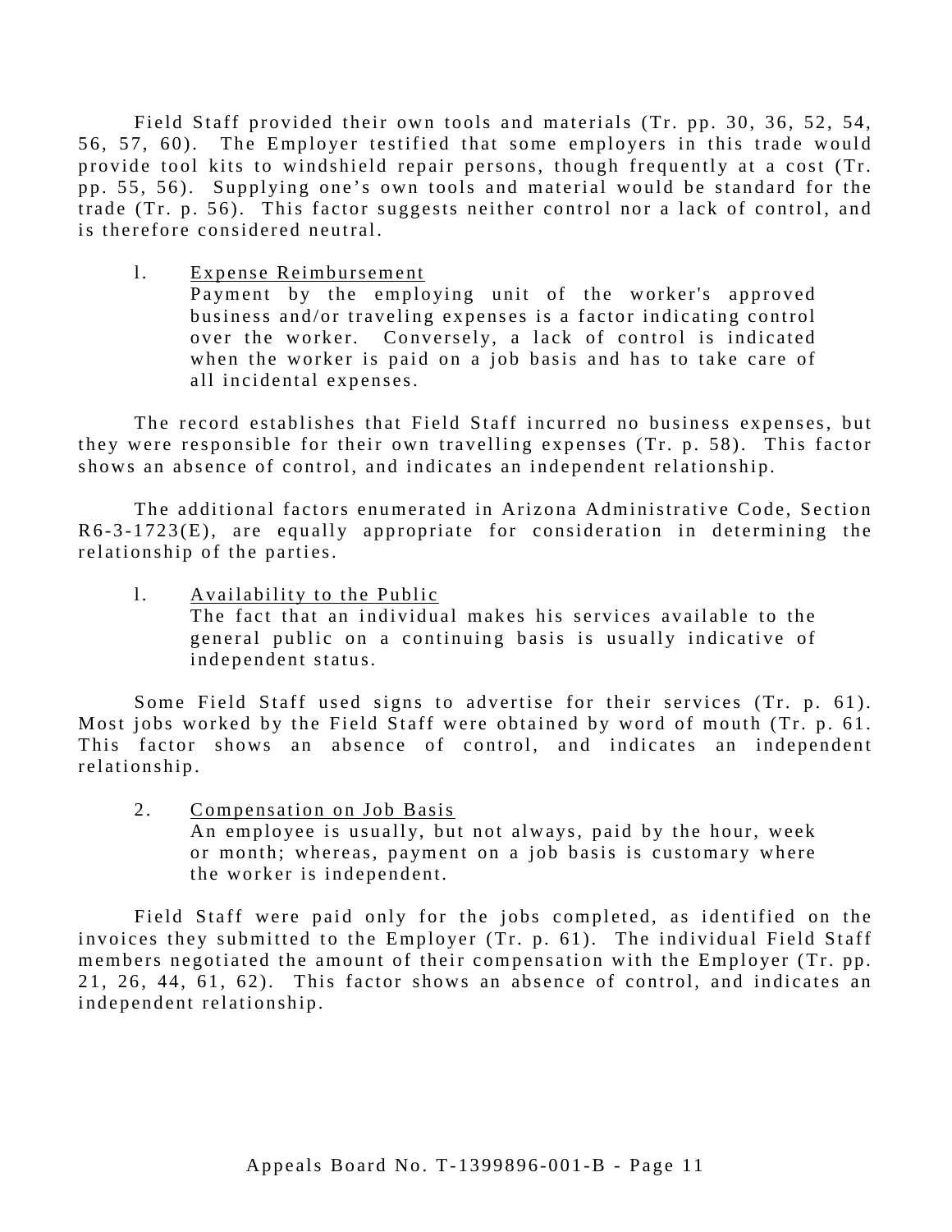Field Staff provided their own tools and materials (Tr. pp. 30, 36, 52, 54, 56, 57, 60). The Employer testified that some employers in this trade would provide tool kits to windshield repair persons, though frequently at a cost (Tr. pp. 55, 56). Supplying one's own tools and material would be standard for the trade (Tr. p. 56). This factor suggests neither control nor a lack of control, and is therefore considered neutral.

l. <u>Expense Reimbursement</u>
   Payment by the employing unit of the worker's approved business and/or traveling expenses is a factor indicating control over the worker. Conversely, a lack of control is indicated when the worker is paid on a job basis and has to take care of all incidental expenses.

The record establishes that Field Staff incurred no business expenses, but they were responsible for their own travelling expenses (Tr. p. 58). This factor shows an absence of control, and indicates an independent relationship.

The additional factors enumerated in Arizona Administrative Code, Section R6-3-1723(E), are equally appropriate for consideration in determining the relationship of the parties.

1. <u>Availability to the Public</u>
   The fact that an individual makes his services available to the general public on a continuing basis is usually indicative of independent status.

Some Field Staff used signs to advertise for their services (Tr. p. 61). Most jobs worked by the Field Staff were obtained by word of mouth (Tr. p. 61. This factor shows an absence of control, and indicates an independent relationship.

2. <u>Compensation on Job Basis</u>
   An employee is usually, but not always, paid by the hour, week or month; whereas, payment on a job basis is customary where the worker is independent.

Field Staff were paid only for the jobs completed, as identified on the invoices they submitted to the Employer (Tr. p. 61). The individual Field Staff members negotiated the amount of their compensation with the Employer (Tr. pp. 21, 26, 44, 61, 62). This factor shows an absence of control, and indicates an independent relationship.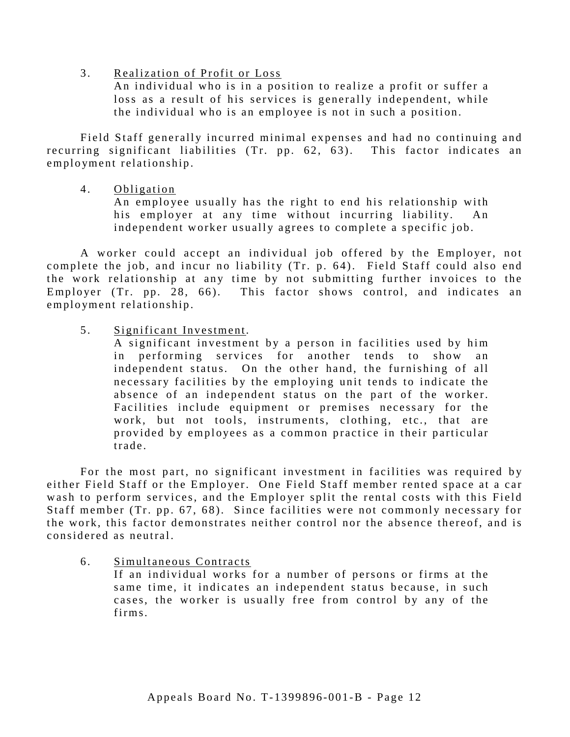3. <u>Realization of Profit or Loss</u>

   An individual who is in a position to realize a profit or suffer a loss as a result of his services is generally independent, while the individual who is an employee is not in such a position.

Field Staff generally incurred minimal expenses and had no continuing and recurring significant liabilities (Tr. pp. 62, 63). This factor indicates an employment relationship.

4. <u>Obligation</u>

   An employee usually has the right to end his relationship with his employer at any time without incurring liability. An independent worker usually agrees to complete a specific job.

A worker could accept an individual job offered by the Employer, not complete the job, and incur no liability (Tr. p. 64). Field Staff could also end the work relationship at any time by not submitting further invoices to the Employer (Tr. pp. 28, 66). This factor shows control, and indicates an employment relationship.

5. <u>Significant Investment</u>.

   A significant investment by a person in facilities used by him in performing services for another tends to show an independent status. On the other hand, the furnishing of all necessary facilities by the employing unit tends to indicate the absence of an independent status on the part of the worker. Facilities include equipment or premises necessary for the work, but not tools, instruments, clothing, etc., that are provided by employees as a common practice in their particular trade.

For the most part, no significant investment in facilities was required by either Field Staff or the Employer. One Field Staff member rented space at a car wash to perform services, and the Employer split the rental costs with this Field Staff member (Tr. pp. 67, 68). Since facilities were not commonly necessary for the work, this factor demonstrates neither control nor the absence thereof, and is considered as neutral.

6. <u>Simultaneous Contracts</u>

   If an individual works for a number of persons or firms at the same time, it indicates an independent status because, in such cases, the worker is usually free from control by any of the firms.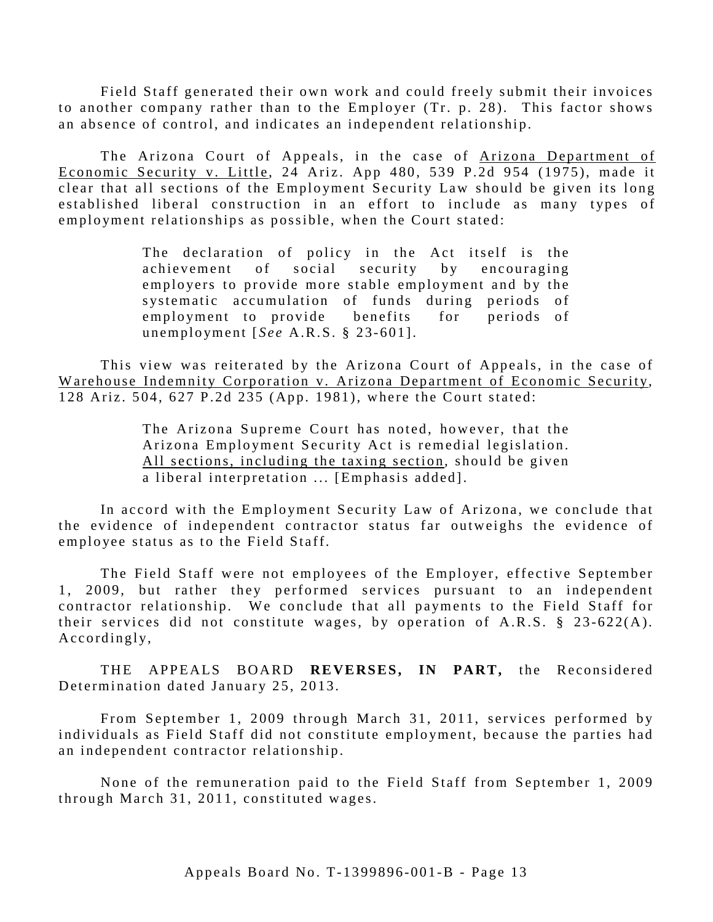Field Staff generated their own work and could freely submit their invoices to another company rather than to the Employer (Tr. p. 28). This factor shows an absence of control, and indicates an independent relationship.

The Arizona Court of Appeals, in the case of Arizona Department of Economic Security v. Little, 24 Ariz. App 480, 539 P.2d 954 (1975), made it clear that all sections of the Employment Security Law should be given its long established liberal construction in an effort to include as many types of employment relationships as possible, when the Court stated:

> The declaration of policy in the Act itself is the achievement of social security by encouraging employers to provide more stable employment and by the systematic accumulation of funds during periods of employment to provide benefits for periods of unemployment [*See* A.R.S. § 23-601].

This view was reiterated by the Arizona Court of Appeals, in the case of Warehouse Indemnity Corporation v. Arizona Department of Economic Security, 128 Ariz. 504, 627 P.2d 235 (App. 1981), where the Court stated:

> The Arizona Supreme Court has noted, however, that the Arizona Employment Security Act is remedial legislation. All sections, including the taxing section, should be given a liberal interpretation ... [Emphasis added].

In accord with the Employment Security Law of Arizona, we conclude that the evidence of independent contractor status far outweighs the evidence of employee status as to the Field Staff.

The Field Staff were not employees of the Employer, effective September 1, 2009, but rather they performed services pursuant to an independent contractor relationship. We conclude that all payments to the Field Staff for their services did not constitute wages, by operation of A.R.S. § 23-622(A). Accordingly,

THE APPEALS BOARD **REVERSES, IN PART,** the Reconsidered Determination dated January 25, 2013.

From September 1, 2009 through March 31, 2011, services performed by individuals as Field Staff did not constitute employment, because the parties had an independent contractor relationship.

None of the remuneration paid to the Field Staff from September 1, 2009 through March 31, 2011, constituted wages.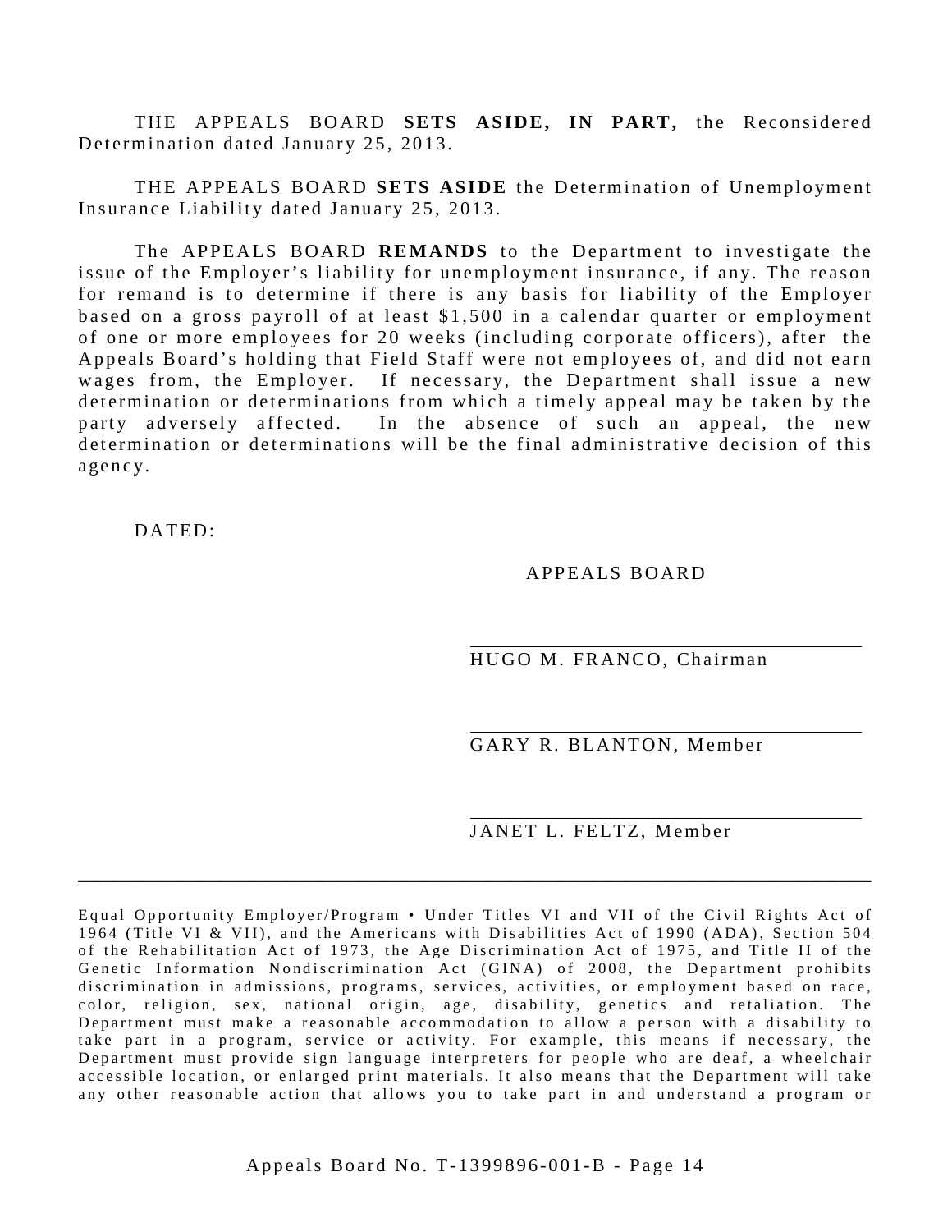THE APPEALS BOARD **SETS ASIDE, IN PART,** the Reconsidered Determination dated January 25, 2013.

THE APPEALS BOARD **SETS ASIDE** the Determination of Unemployment Insurance Liability dated January 25, 2013.

The APPEALS BOARD **REMANDS** to the Department to investigate the issue of the Employer's liability for unemployment insurance, if any. The reason for remand is to determine if there is any basis for liability of the Employer based on a gross payroll of at least $1,500 in a calendar quarter or employment of one or more employees for 20 weeks (including corporate officers), after the Appeals Board's holding that Field Staff were not employees of, and did not earn wages from, the Employer. If necessary, the Department shall issue a new determination or determinations from which a timely appeal may be taken by the party adversely affected. In the absence of such an appeal, the new determination or determinations will be the final administrative decision of this agency.

DATED:

APPEALS BOARD

\_\_\_\_\_\_\_\_\_\_\_\_\_\_\_\_\_\_\_\_\_\_\_\_\_\_\_\_\_\_\_\_\_\_\_
HUGO M. FRANCO, Chairman

\_\_\_\_\_\_\_\_\_\_\_\_\_\_\_\_\_\_\_\_\_\_\_\_\_\_\_\_\_\_\_\_\_\_\_
GARY R. BLANTON, Member

\_\_\_\_\_\_\_\_\_\_\_\_\_\_\_\_\_\_\_\_\_\_\_\_\_\_\_\_\_\_\_\_\_\_\_
JANET L. FELTZ, Member

---

Equal Opportunity Employer/Program • Under Titles VI and VII of the Civil Rights Act of 1964 (Title VI & VII), and the Americans with Disabilities Act of 1990 (ADA), Section 504 of the Rehabilitation Act of 1973, the Age Discrimination Act of 1975, and Title II of the Genetic Information Nondiscrimination Act (GINA) of 2008, the Department prohibits discrimination in admissions, programs, services, activities, or employment based on race, color, religion, sex, national origin, age, disability, genetics and retaliation. The Department must make a reasonable accommodation to allow a person with a disability to take part in a program, service or activity. For example, this means if necessary, the Department must provide sign language interpreters for people who are deaf, a wheelchair accessible location, or enlarged print materials. It also means that the Department will take any other reasonable action that allows you to take part in and understand a program or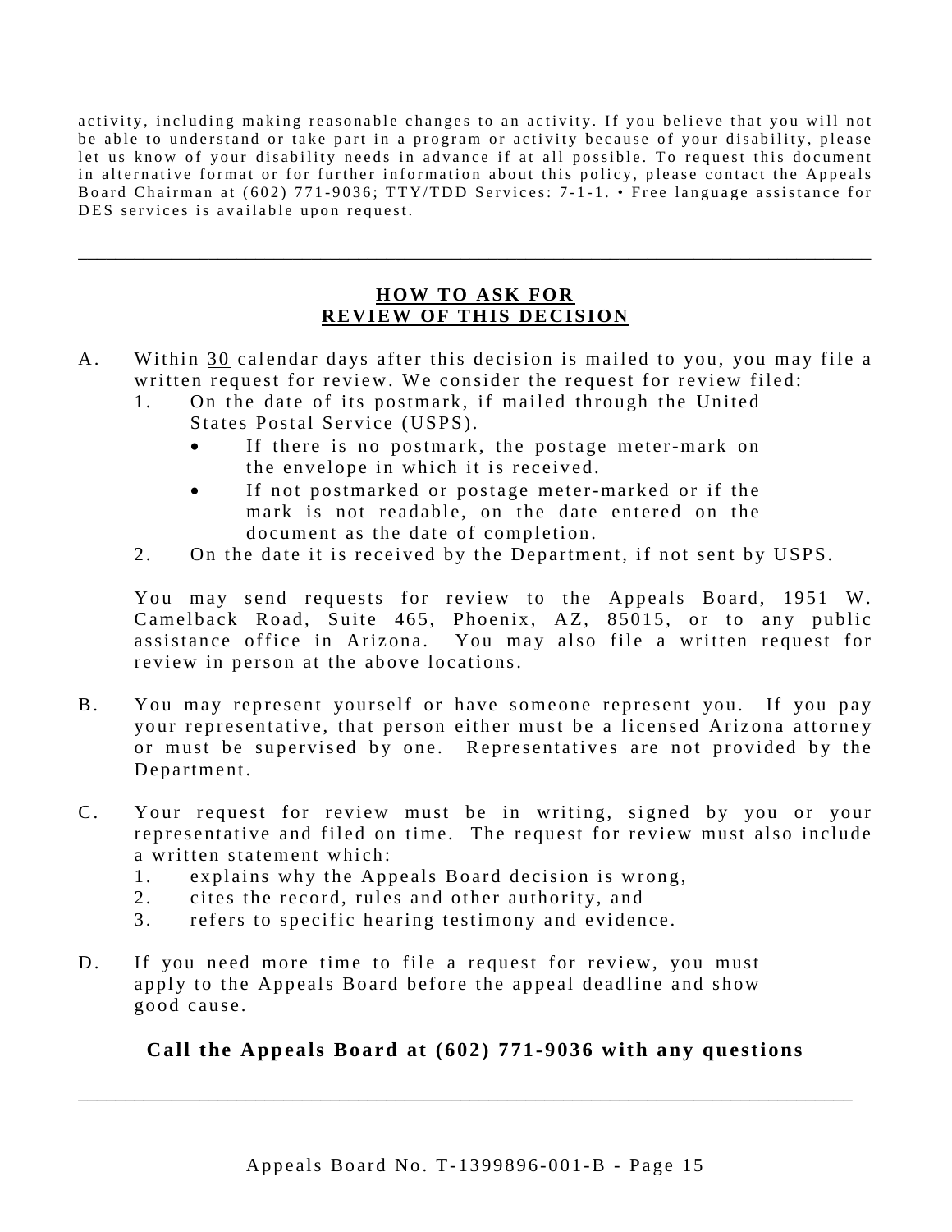activity, including making reasonable changes to an activity. If you believe that you will not be able to understand or take part in a program or activity because of your disability, please let us know of your disability needs in advance if at all possible. To request this document in alternative format or for further information about this policy, please contact the Appeals Board Chairman at (602) 771-9036; TTY/TDD Services: 7-1-1. • Free language assistance for DES services is available upon request.

---

## HOW TO ASK FOR REVIEW OF THIS DECISION

A. Within 30 calendar days after this decision is mailed to you, you may file a written request for review. We consider the request for review filed:
   1. On the date of its postmark, if mailed through the United States Postal Service (USPS).
      - If there is no postmark, the postage meter-mark on the envelope in which it is received.
      - If not postmarked or postage meter-marked or if the mark is not readable, on the date entered on the document as the date of completion.
   2. On the date it is received by the Department, if not sent by USPS.

   You may send requests for review to the Appeals Board, 1951 W. Camelback Road, Suite 465, Phoenix, AZ, 85015, or to any public assistance office in Arizona. You may also file a written request for review in person at the above locations.

B. You may represent yourself or have someone represent you. If you pay your representative, that person either must be a licensed Arizona attorney or must be supervised by one. Representatives are not provided by the Department.

C. Your request for review must be in writing, signed by you or your representative and filed on time. The request for review must also include a written statement which:
   1. explains why the Appeals Board decision is wrong,
   2. cites the record, rules and other authority, and
   3. refers to specific hearing testimony and evidence.

D. If you need more time to file a request for review, you must apply to the Appeals Board before the appeal deadline and show good cause.

**Call the Appeals Board at (602) 771-9036 with any questions**

---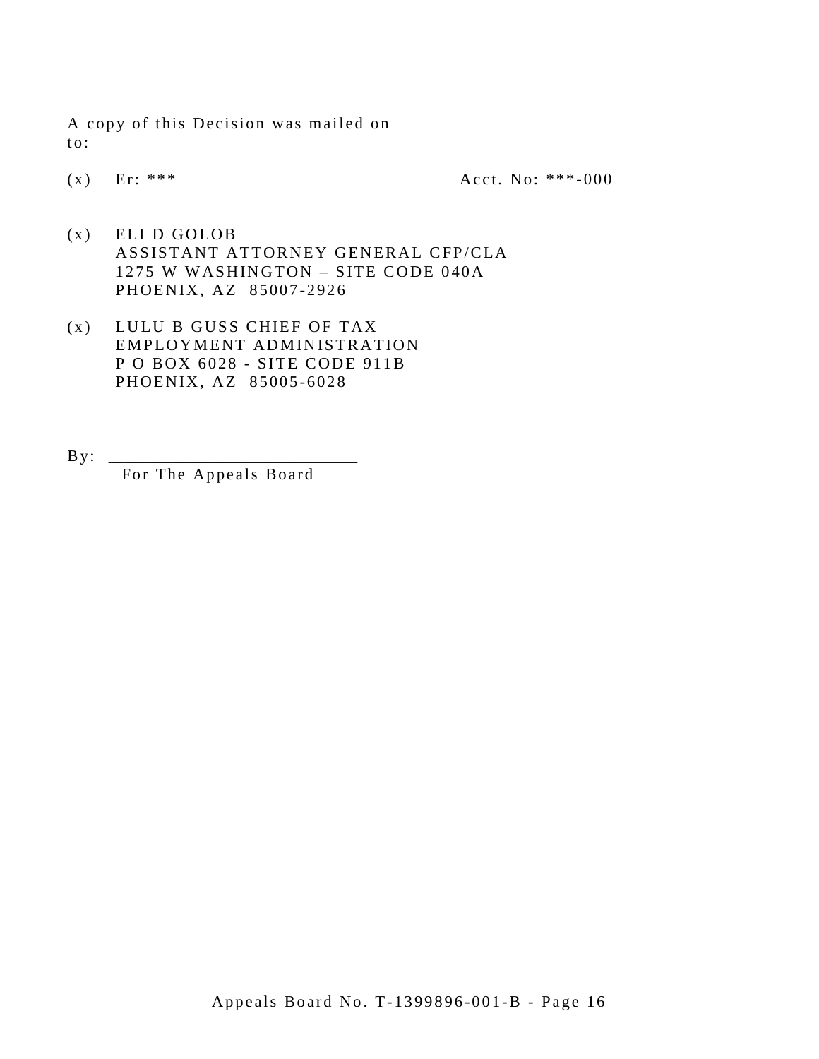A copy of this Decision was mailed on
to:

(x) Er: *** Acct. No: ***-000

(x) ELI D GOLOB
ASSISTANT ATTORNEY GENERAL CFP/CLA
1275 W WASHINGTON – SITE CODE 040A
PHOENIX, AZ 85007-2926

(x) LULU B GUSS CHIEF OF TAX
EMPLOYMENT ADMINISTRATION
P O BOX 6028 - SITE CODE 911B
PHOENIX, AZ 85005-6028

By: ____________________________
For The Appeals Board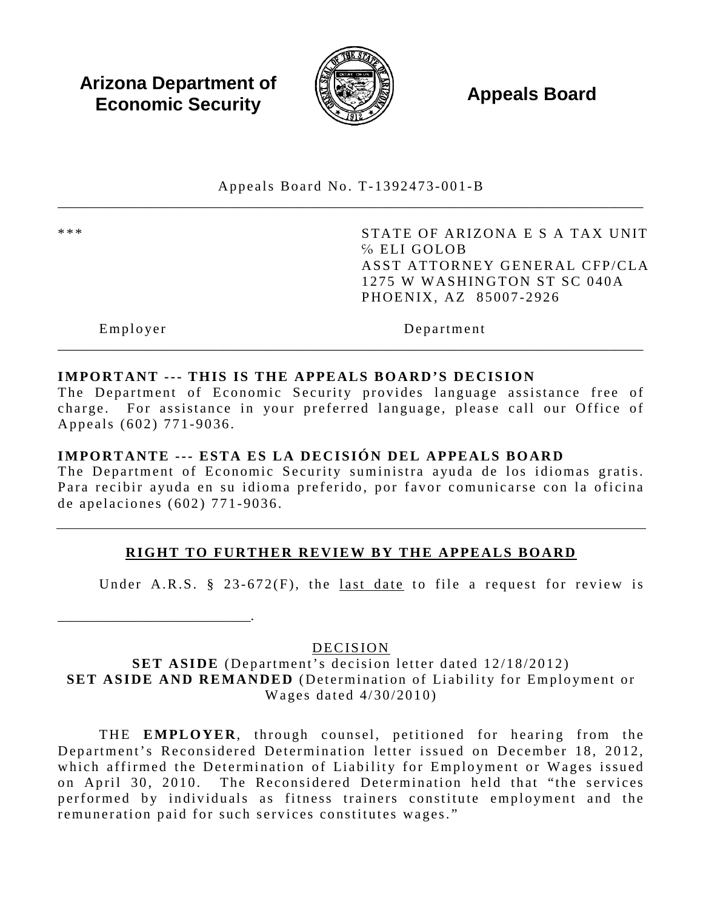**Arizona Department of Economic Security** **Appeals Board**

Appeals Board No. T-1392473-001-B

---

| | |
|---|---|
| *** | STATE OF ARIZONA E S A TAX UNIT<br>% ELI GOLOB<br>ASST ATTORNEY GENERAL CFP/CLA<br>1275 W WASHINGTON ST SC 040A<br>PHOENIX, AZ 85007-2926 |
| Employer | Department |

---

**IMPORTANT --- THIS IS THE APPEALS BOARD'S DECISION**
The Department of Economic Security provides language assistance free of charge. For assistance in your preferred language, please call our Office of Appeals (602) 771-9036.

**IMPORTANTE --- ESTA ES LA DECISIÓN DEL APPEALS BOARD**
The Department of Economic Security suministra ayuda de los idiomas gratis. Para recibir ayuda en su idioma preferido, por favor comunicarse con la oficina de apelaciones (602) 771-9036.

---

## RIGHT TO FURTHER REVIEW BY THE APPEALS BOARD

Under A.R.S. § 23-672(F), the last date to file a request for review is

_________________________.

DECISION

**SET ASIDE** (Department's decision letter dated 12/18/2012)
**SET ASIDE AND REMANDED** (Determination of Liability for Employment or Wages dated 4/30/2010)

THE **EMPLOYER**, through counsel, petitioned for hearing from the Department's Reconsidered Determination letter issued on December 18, 2012, which affirmed the Determination of Liability for Employment or Wages issued on April 30, 2010. The Reconsidered Determination held that "the services performed by individuals as fitness trainers constitute employment and the remuneration paid for such services constitutes wages."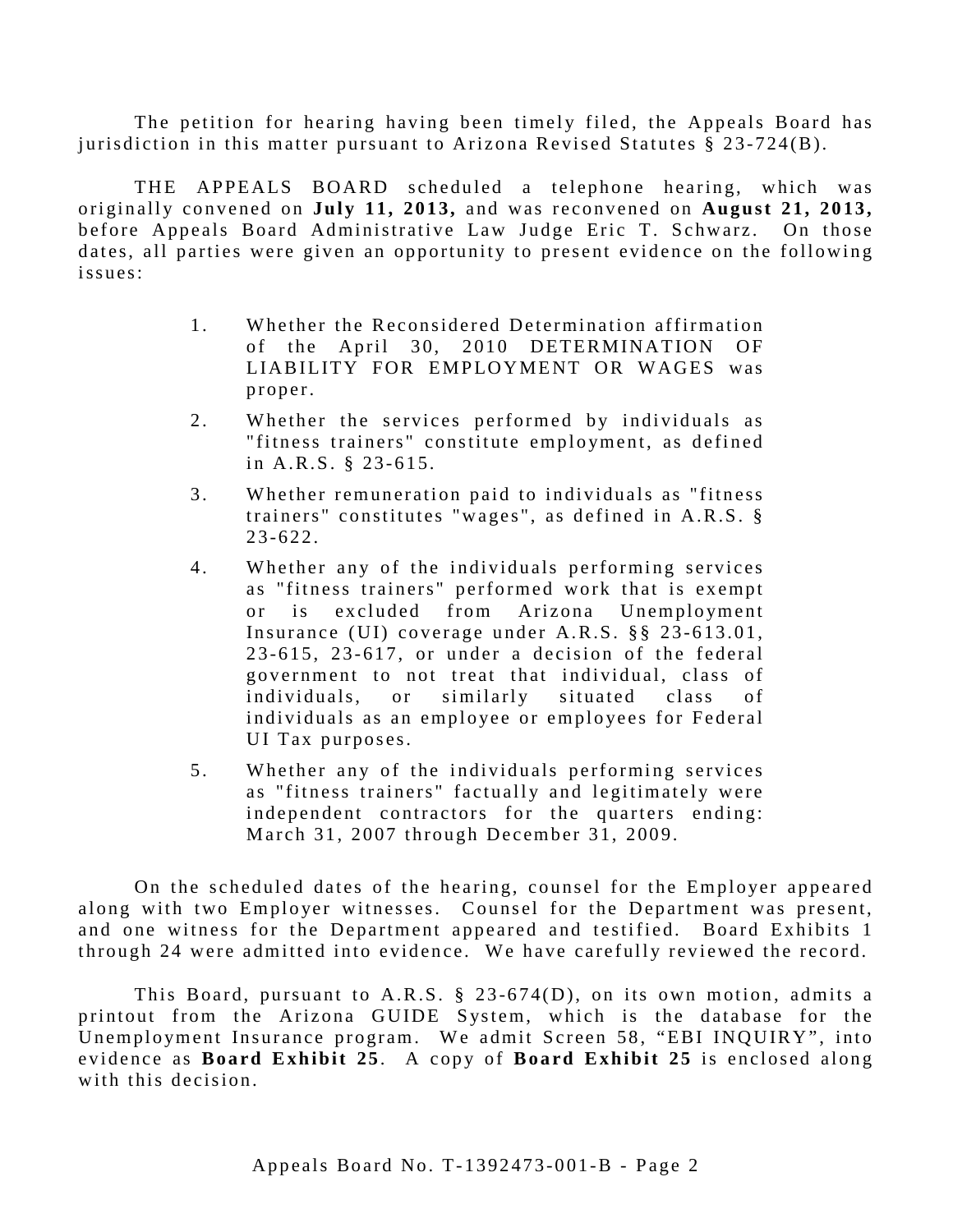The petition for hearing having been timely filed, the Appeals Board has jurisdiction in this matter pursuant to Arizona Revised Statutes § 23-724(B).

THE APPEALS BOARD scheduled a telephone hearing, which was originally convened on **July 11, 2013,** and was reconvened on **August 21, 2013,** before Appeals Board Administrative Law Judge Eric T. Schwarz. On those dates, all parties were given an opportunity to present evidence on the following issues:

1. Whether the Reconsidered Determination affirmation of the April 30, 2010 DETERMINATION OF LIABILITY FOR EMPLOYMENT OR WAGES was proper.
2. Whether the services performed by individuals as "fitness trainers" constitute employment, as defined in A.R.S. § 23-615.
3. Whether remuneration paid to individuals as "fitness trainers" constitutes "wages", as defined in A.R.S. § 23-622.
4. Whether any of the individuals performing services as "fitness trainers" performed work that is exempt or is excluded from Arizona Unemployment Insurance (UI) coverage under A.R.S. §§ 23-613.01, 23-615, 23-617, or under a decision of the federal government to not treat that individual, class of individuals, or similarly situated class of individuals as an employee or employees for Federal UI Tax purposes.
5. Whether any of the individuals performing services as "fitness trainers" factually and legitimately were independent contractors for the quarters ending: March 31, 2007 through December 31, 2009.

On the scheduled dates of the hearing, counsel for the Employer appeared along with two Employer witnesses. Counsel for the Department was present, and one witness for the Department appeared and testified. Board Exhibits 1 through 24 were admitted into evidence. We have carefully reviewed the record.

This Board, pursuant to A.R.S. § 23-674(D), on its own motion, admits a printout from the Arizona GUIDE System, which is the database for the Unemployment Insurance program. We admit Screen 58, "EBI INQUIRY", into evidence as **Board Exhibit 25**. A copy of **Board Exhibit 25** is enclosed along with this decision.

Appeals Board No. T-1392473-001-B - Page 2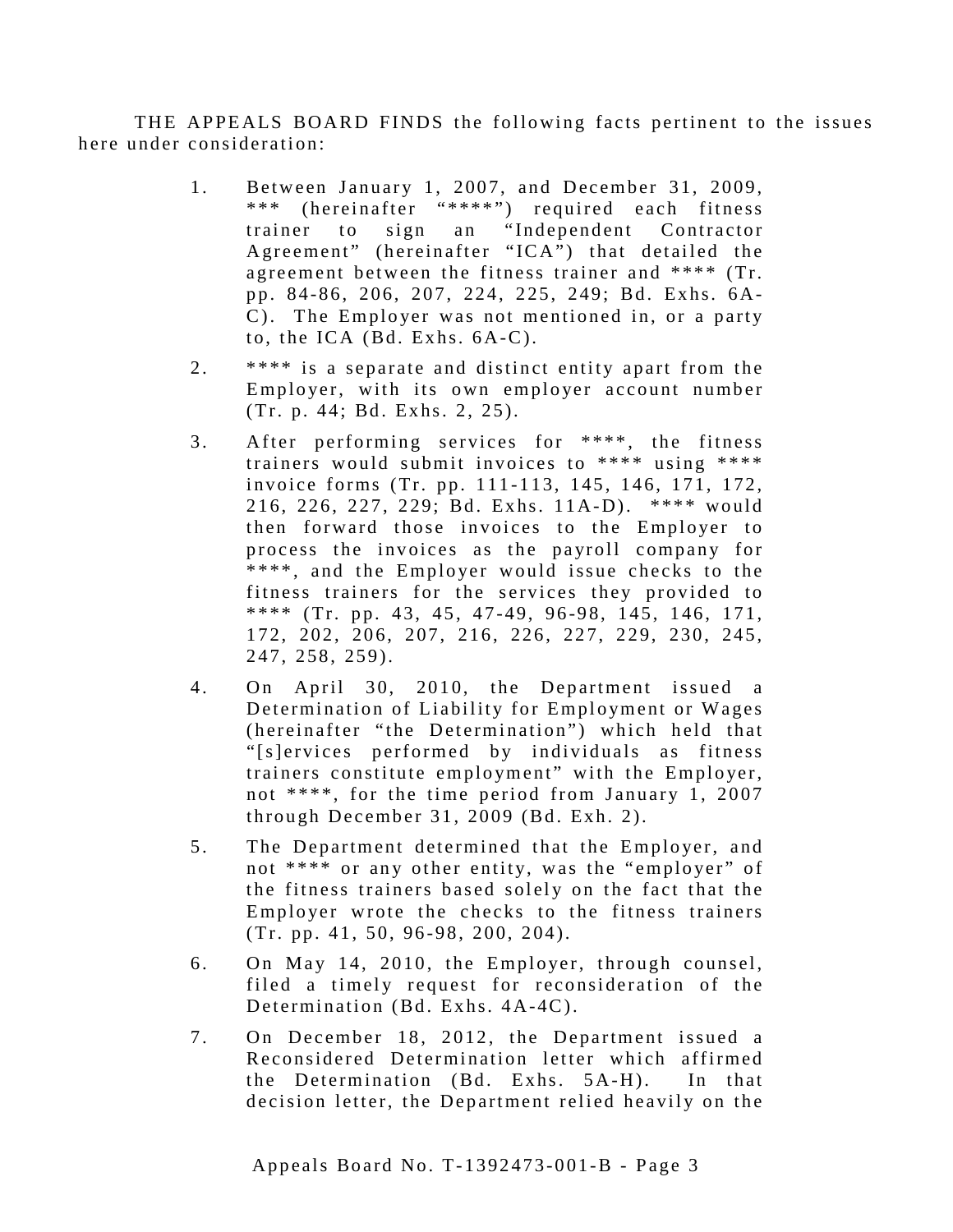THE APPEALS BOARD FINDS the following facts pertinent to the issues here under consideration:

1. Between January 1, 2007, and December 31, 2009, *** (hereinafter "****") required each fitness trainer to sign an "Independent Contractor Agreement" (hereinafter "ICA") that detailed the agreement between the fitness trainer and **** (Tr. pp. 84-86, 206, 207, 224, 225, 249; Bd. Exhs. 6A-C). The Employer was not mentioned in, or a party to, the ICA (Bd. Exhs. 6A-C).

2. **** is a separate and distinct entity apart from the Employer, with its own employer account number (Tr. p. 44; Bd. Exhs. 2, 25).

3. After performing services for ****, the fitness trainers would submit invoices to **** using **** invoice forms (Tr. pp. 111-113, 145, 146, 171, 172, 216, 226, 227, 229; Bd. Exhs. 11A-D). **** would then forward those invoices to the Employer to process the invoices as the payroll company for ****, and the Employer would issue checks to the fitness trainers for the services they provided to **** (Tr. pp. 43, 45, 47-49, 96-98, 145, 146, 171, 172, 202, 206, 207, 216, 226, 227, 229, 230, 245, 247, 258, 259).

4. On April 30, 2010, the Department issued a Determination of Liability for Employment or Wages (hereinafter "the Determination") which held that "[s]ervices performed by individuals as fitness trainers constitute employment" with the Employer, not ****, for the time period from January 1, 2007 through December 31, 2009 (Bd. Exh. 2).

5. The Department determined that the Employer, and not **** or any other entity, was the "employer" of the fitness trainers based solely on the fact that the Employer wrote the checks to the fitness trainers (Tr. pp. 41, 50, 96-98, 200, 204).

6. On May 14, 2010, the Employer, through counsel, filed a timely request for reconsideration of the Determination (Bd. Exhs. 4A-4C).

7. On December 18, 2012, the Department issued a Reconsidered Determination letter which affirmed the Determination (Bd. Exhs. 5A-H). In that decision letter, the Department relied heavily on the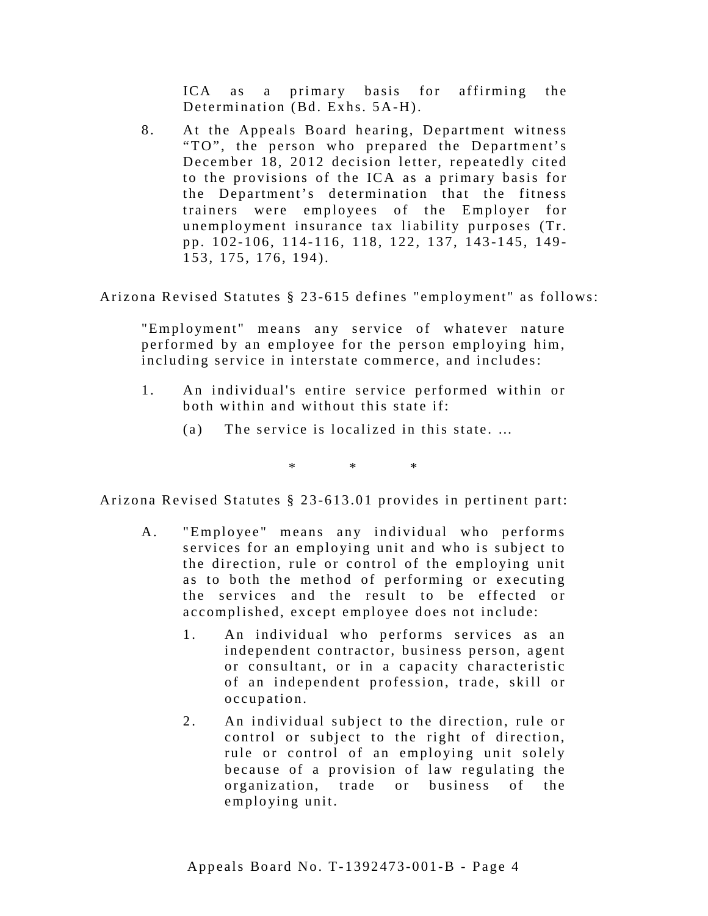ICA as a primary basis for affirming the Determination (Bd. Exhs. 5A-H).

8. At the Appeals Board hearing, Department witness "TO", the person who prepared the Department's December 18, 2012 decision letter, repeatedly cited to the provisions of the ICA as a primary basis for the Department's determination that the fitness trainers were employees of the Employer for unemployment insurance tax liability purposes (Tr. pp. 102-106, 114-116, 118, 122, 137, 143-145, 149-153, 175, 176, 194).

Arizona Revised Statutes § 23-615 defines "employment" as follows:

> "Employment" means any service of whatever nature performed by an employee for the person employing him, including service in interstate commerce, and includes:
>
> 1. An individual's entire service performed within or both within and without this state if:
>
>    (a) The service is localized in this state. ...

\* \* \*

Arizona Revised Statutes § 23-613.01 provides in pertinent part:

> A. "Employee" means any individual who performs services for an employing unit and who is subject to the direction, rule or control of the employing unit as to both the method of performing or executing the services and the result to be effected or accomplished, except employee does not include:
>
> 1. An individual who performs services as an independent contractor, business person, agent or consultant, or in a capacity characteristic of an independent profession, trade, skill or occupation.
>
> 2. An individual subject to the direction, rule or control or subject to the right of direction, rule or control of an employing unit solely because of a provision of law regulating the organization, trade or business of the employing unit.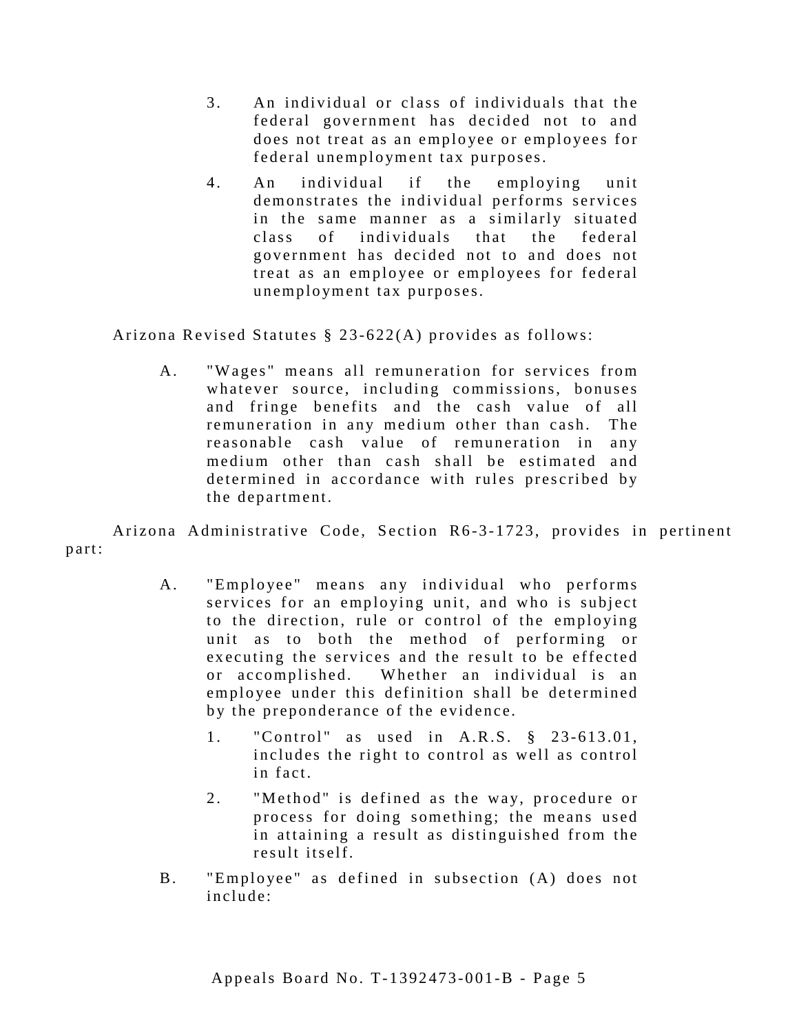3. An individual or class of individuals that the federal government has decided not to and does not treat as an employee or employees for federal unemployment tax purposes.

4. An individual if the employing unit demonstrates the individual performs services in the same manner as a similarly situated class of individuals that the federal government has decided not to and does not treat as an employee or employees for federal unemployment tax purposes.

Arizona Revised Statutes § 23-622(A) provides as follows:

> A. "Wages" means all remuneration for services from whatever source, including commissions, bonuses and fringe benefits and the cash value of all remuneration in any medium other than cash. The reasonable cash value of remuneration in any medium other than cash shall be estimated and determined in accordance with rules prescribed by the department.

Arizona Administrative Code, Section R6-3-1723, provides in pertinent part:

> A. "Employee" means any individual who performs services for an employing unit, and who is subject to the direction, rule or control of the employing unit as to both the method of performing or executing the services and the result to be effected or accomplished. Whether an individual is an employee under this definition shall be determined by the preponderance of the evidence.
>
> 1. "Control" as used in A.R.S. § 23-613.01, includes the right to control as well as control in fact.
>
> 2. "Method" is defined as the way, procedure or process for doing something; the means used in attaining a result as distinguished from the result itself.
>
> B. "Employee" as defined in subsection (A) does not include: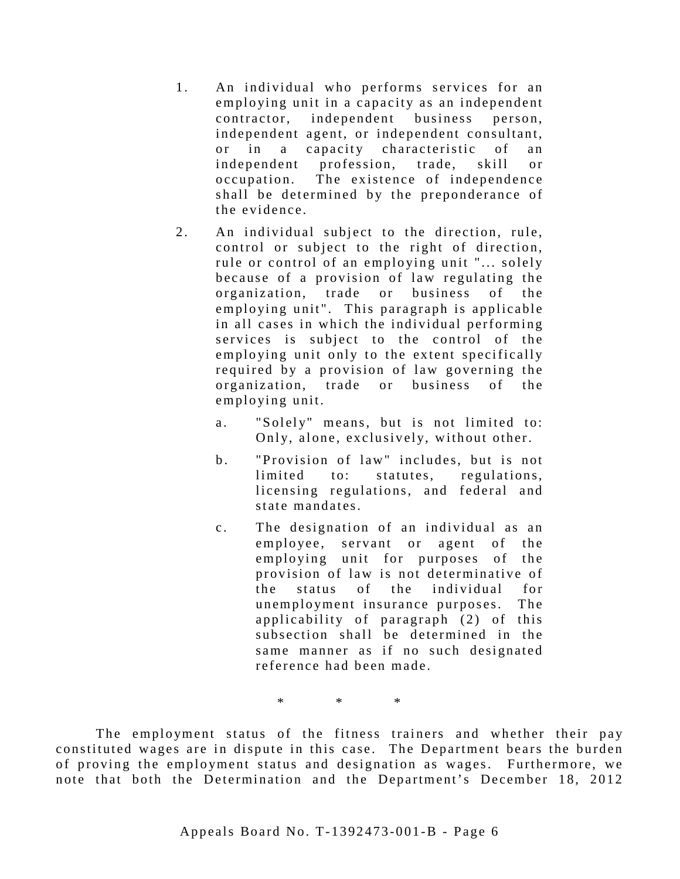1. An individual who performs services for an employing unit in a capacity as an independent contractor, independent business person, independent agent, or independent consultant, or in a capacity characteristic of an independent profession, trade, skill or occupation. The existence of independence shall be determined by the preponderance of the evidence.

2. An individual subject to the direction, rule, control or subject to the right of direction, rule or control of an employing unit "... solely because of a provision of law regulating the organization, trade or business of the employing unit". This paragraph is applicable in all cases in which the individual performing services is subject to the control of the employing unit only to the extent specifically required by a provision of law governing the organization, trade or business of the employing unit.

   a. "Solely" means, but is not limited to: Only, alone, exclusively, without other.

   b. "Provision of law" includes, but is not limited to: statutes, regulations, licensing regulations, and federal and state mandates.

   c. The designation of an individual as an employee, servant or agent of the employing unit for purposes of the provision of law is not determinative of the status of the individual for unemployment insurance purposes. The applicability of paragraph (2) of this subsection shall be determined in the same manner as if no such designated reference had been made.

\* \* \*

The employment status of the fitness trainers and whether their pay constituted wages are in dispute in this case. The Department bears the burden of proving the employment status and designation as wages. Furthermore, we note that both the Determination and the Department's December 18, 2012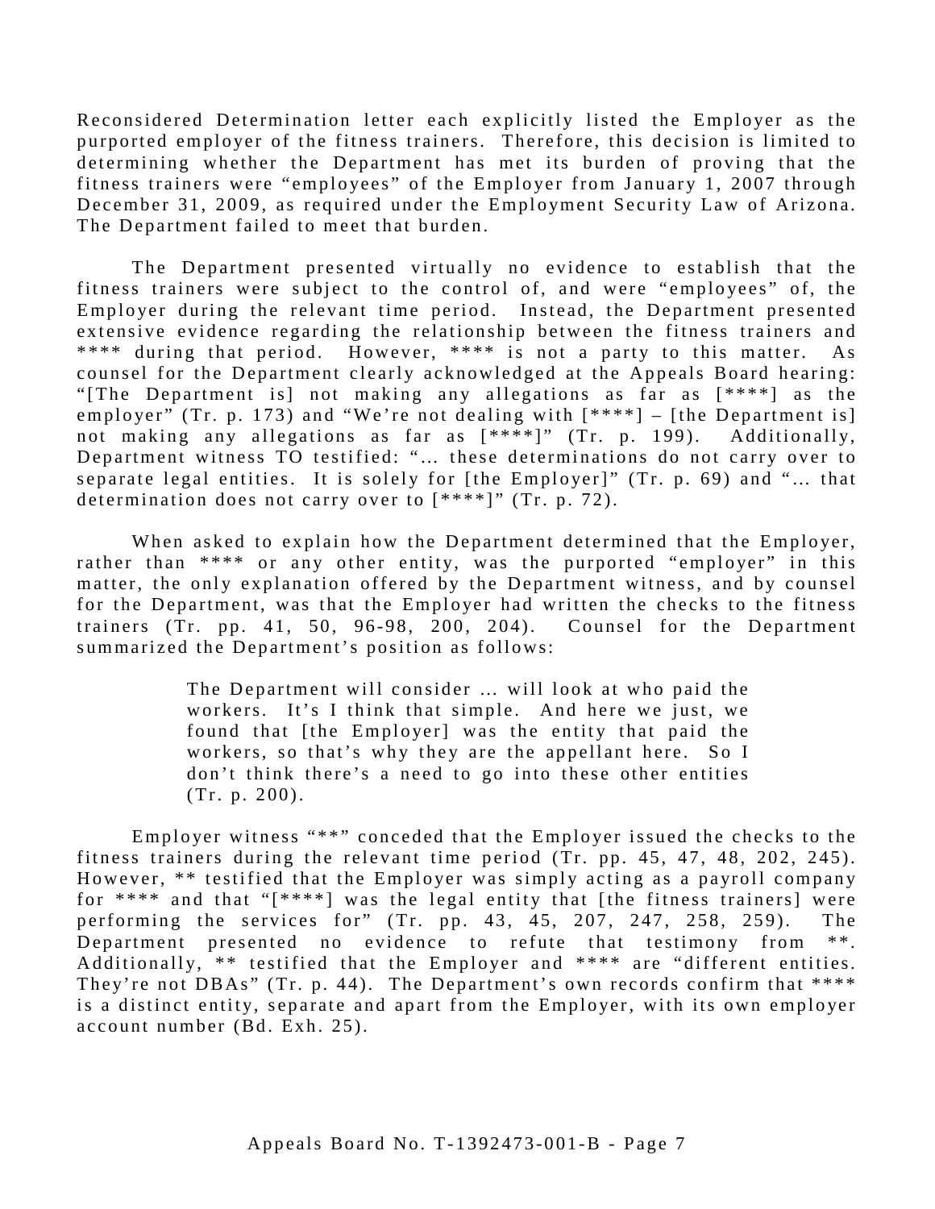Reconsidered Determination letter each explicitly listed the Employer as the purported employer of the fitness trainers. Therefore, this decision is limited to determining whether the Department has met its burden of proving that the fitness trainers were "employees" of the Employer from January 1, 2007 through December 31, 2009, as required under the Employment Security Law of Arizona. The Department failed to meet that burden.

The Department presented virtually no evidence to establish that the fitness trainers were subject to the control of, and were "employees" of, the Employer during the relevant time period. Instead, the Department presented extensive evidence regarding the relationship between the fitness trainers and **** during that period. However, **** is not a party to this matter. As counsel for the Department clearly acknowledged at the Appeals Board hearing: "[The Department is] not making any allegations as far as [****] as the employer" (Tr. p. 173) and "We're not dealing with [****] – [the Department is] not making any allegations as far as [****]" (Tr. p. 199). Additionally, Department witness TO testified: "... these determinations do not carry over to separate legal entities. It is solely for [the Employer]" (Tr. p. 69) and "... that determination does not carry over to [****]" (Tr. p. 72).

When asked to explain how the Department determined that the Employer, rather than **** or any other entity, was the purported "employer" in this matter, the only explanation offered by the Department witness, and by counsel for the Department, was that the Employer had written the checks to the fitness trainers (Tr. pp. 41, 50, 96-98, 200, 204). Counsel for the Department summarized the Department's position as follows:

> The Department will consider ... will look at who paid the workers. It's I think that simple. And here we just, we found that [the Employer] was the entity that paid the workers, so that's why they are the appellant here. So I don't think there's a need to go into these other entities (Tr. p. 200).

Employer witness "**" conceded that the Employer issued the checks to the fitness trainers during the relevant time period (Tr. pp. 45, 47, 48, 202, 245). However, ** testified that the Employer was simply acting as a payroll company for **** and that "[****] was the legal entity that [the fitness trainers] were performing the services for" (Tr. pp. 43, 45, 207, 247, 258, 259). The Department presented no evidence to refute that testimony from **. Additionally, ** testified that the Employer and **** are "different entities. They're not DBAs" (Tr. p. 44). The Department's own records confirm that **** is a distinct entity, separate and apart from the Employer, with its own employer account number (Bd. Exh. 25).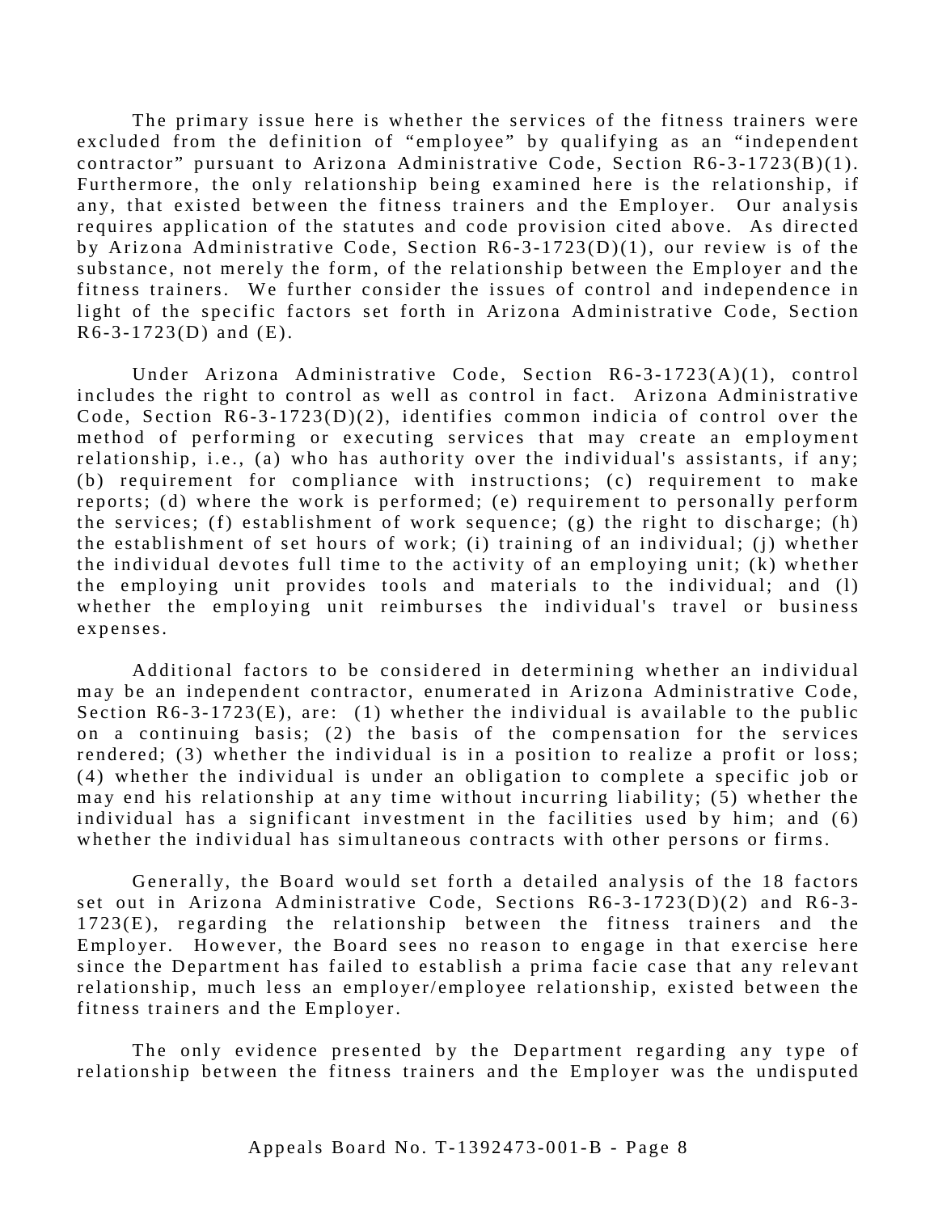The primary issue here is whether the services of the fitness trainers were excluded from the definition of "employee" by qualifying as an "independent contractor" pursuant to Arizona Administrative Code, Section R6-3-1723(B)(1). Furthermore, the only relationship being examined here is the relationship, if any, that existed between the fitness trainers and the Employer. Our analysis requires application of the statutes and code provision cited above. As directed by Arizona Administrative Code, Section R6-3-1723(D)(1), our review is of the substance, not merely the form, of the relationship between the Employer and the fitness trainers. We further consider the issues of control and independence in light of the specific factors set forth in Arizona Administrative Code, Section R6-3-1723(D) and (E).

Under Arizona Administrative Code, Section R6-3-1723(A)(1), control includes the right to control as well as control in fact. Arizona Administrative Code, Section R6-3-1723(D)(2), identifies common indicia of control over the method of performing or executing services that may create an employment relationship, i.e., (a) who has authority over the individual's assistants, if any; (b) requirement for compliance with instructions; (c) requirement to make reports; (d) where the work is performed; (e) requirement to personally perform the services; (f) establishment of work sequence; (g) the right to discharge; (h) the establishment of set hours of work; (i) training of an individual; (j) whether the individual devotes full time to the activity of an employing unit; (k) whether the employing unit provides tools and materials to the individual; and (l) whether the employing unit reimburses the individual's travel or business expenses.

Additional factors to be considered in determining whether an individual may be an independent contractor, enumerated in Arizona Administrative Code, Section R6-3-1723(E), are: (1) whether the individual is available to the public on a continuing basis; (2) the basis of the compensation for the services rendered; (3) whether the individual is in a position to realize a profit or loss; (4) whether the individual is under an obligation to complete a specific job or may end his relationship at any time without incurring liability; (5) whether the individual has a significant investment in the facilities used by him; and (6) whether the individual has simultaneous contracts with other persons or firms.

Generally, the Board would set forth a detailed analysis of the 18 factors set out in Arizona Administrative Code, Sections R6-3-1723(D)(2) and R6-3-1723(E), regarding the relationship between the fitness trainers and the Employer. However, the Board sees no reason to engage in that exercise here since the Department has failed to establish a prima facie case that any relevant relationship, much less an employer/employee relationship, existed between the fitness trainers and the Employer.

The only evidence presented by the Department regarding any type of relationship between the fitness trainers and the Employer was the undisputed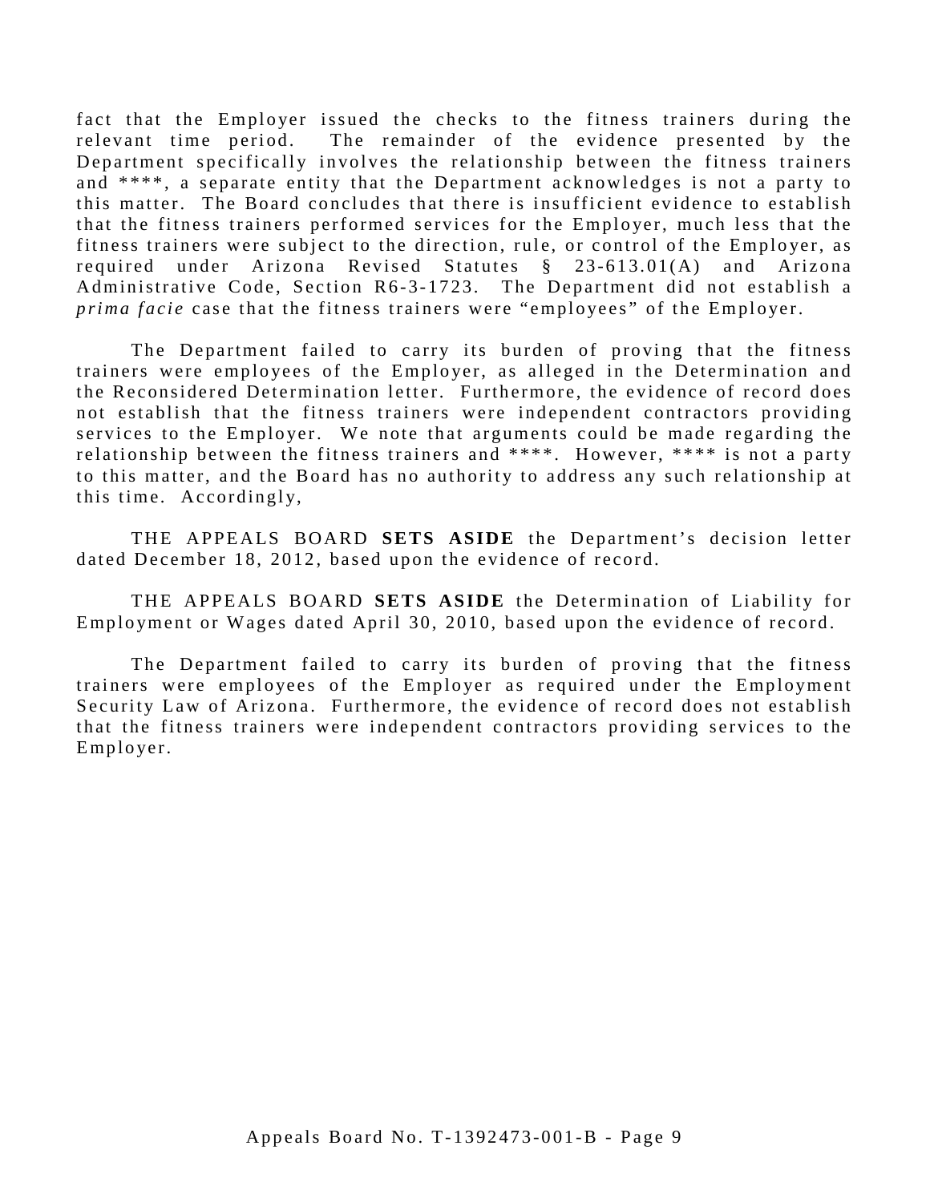fact that the Employer issued the checks to the fitness trainers during the relevant time period. The remainder of the evidence presented by the Department specifically involves the relationship between the fitness trainers and ****, a separate entity that the Department acknowledges is not a party to this matter. The Board concludes that there is insufficient evidence to establish that the fitness trainers performed services for the Employer, much less that the fitness trainers were subject to the direction, rule, or control of the Employer, as required under Arizona Revised Statutes § 23-613.01(A) and Arizona Administrative Code, Section R6-3-1723. The Department did not establish a *prima facie* case that the fitness trainers were "employees" of the Employer.

The Department failed to carry its burden of proving that the fitness trainers were employees of the Employer, as alleged in the Determination and the Reconsidered Determination letter. Furthermore, the evidence of record does not establish that the fitness trainers were independent contractors providing services to the Employer. We note that arguments could be made regarding the relationship between the fitness trainers and ****. However, **** is not a party to this matter, and the Board has no authority to address any such relationship at this time. Accordingly,

THE APPEALS BOARD **SETS ASIDE** the Department's decision letter dated December 18, 2012, based upon the evidence of record.

THE APPEALS BOARD **SETS ASIDE** the Determination of Liability for Employment or Wages dated April 30, 2010, based upon the evidence of record.

The Department failed to carry its burden of proving that the fitness trainers were employees of the Employer as required under the Employment Security Law of Arizona. Furthermore, the evidence of record does not establish that the fitness trainers were independent contractors providing services to the Employer.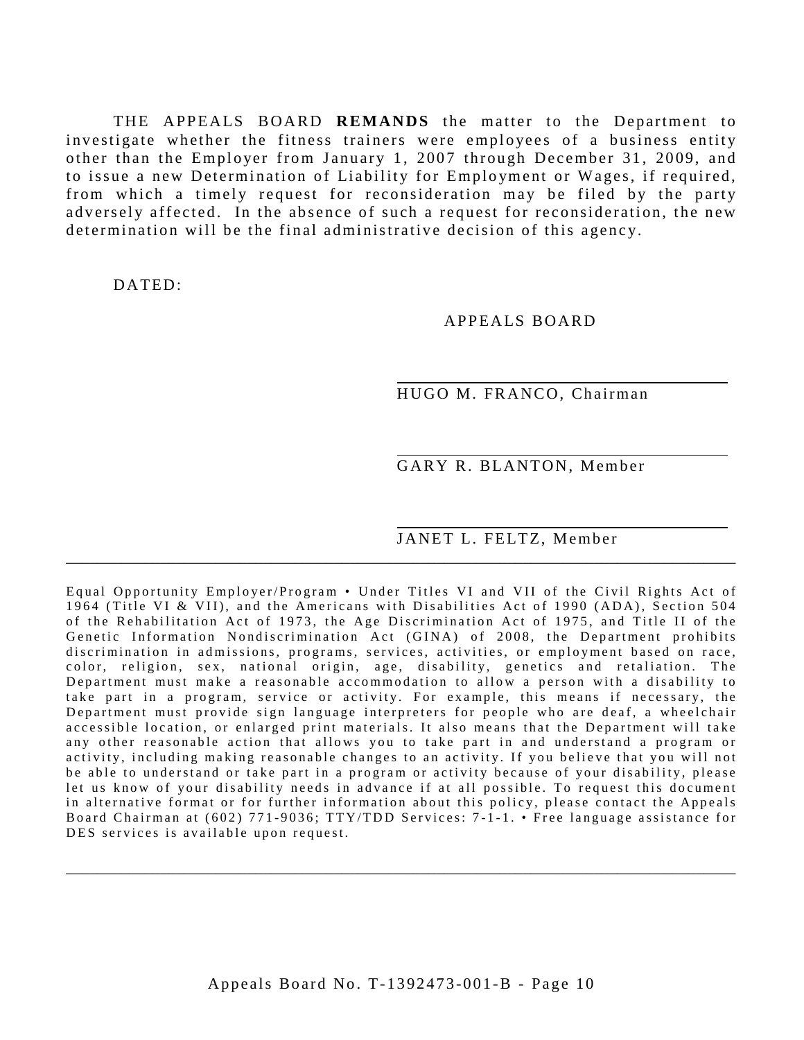THE APPEALS BOARD **REMANDS** the matter to the Department to investigate whether the fitness trainers were employees of a business entity other than the Employer from January 1, 2007 through December 31, 2009, and to issue a new Determination of Liability for Employment or Wages, if required, from which a timely request for reconsideration may be filed by the party adversely affected. In the absence of such a request for reconsideration, the new determination will be the final administrative decision of this agency.

DATED:

APPEALS BOARD

HUGO M. FRANCO, Chairman

GARY R. BLANTON, Member

JANET L. FELTZ, Member

---

Equal Opportunity Employer/Program • Under Titles VI and VII of the Civil Rights Act of 1964 (Title VI & VII), and the Americans with Disabilities Act of 1990 (ADA), Section 504 of the Rehabilitation Act of 1973, the Age Discrimination Act of 1975, and Title II of the Genetic Information Nondiscrimination Act (GINA) of 2008, the Department prohibits discrimination in admissions, programs, services, activities, or employment based on race, color, religion, sex, national origin, age, disability, genetics and retaliation. The Department must make a reasonable accommodation to allow a person with a disability to take part in a program, service or activity. For example, this means if necessary, the Department must provide sign language interpreters for people who are deaf, a wheelchair accessible location, or enlarged print materials. It also means that the Department will take any other reasonable action that allows you to take part in and understand a program or activity, including making reasonable changes to an activity. If you believe that you will not be able to understand or take part in a program or activity because of your disability, please let us know of your disability needs in advance if at all possible. To request this document in alternative format or for further information about this policy, please contact the Appeals Board Chairman at (602) 771-9036; TTY/TDD Services: 7-1-1. • Free language assistance for DES services is available upon request.

---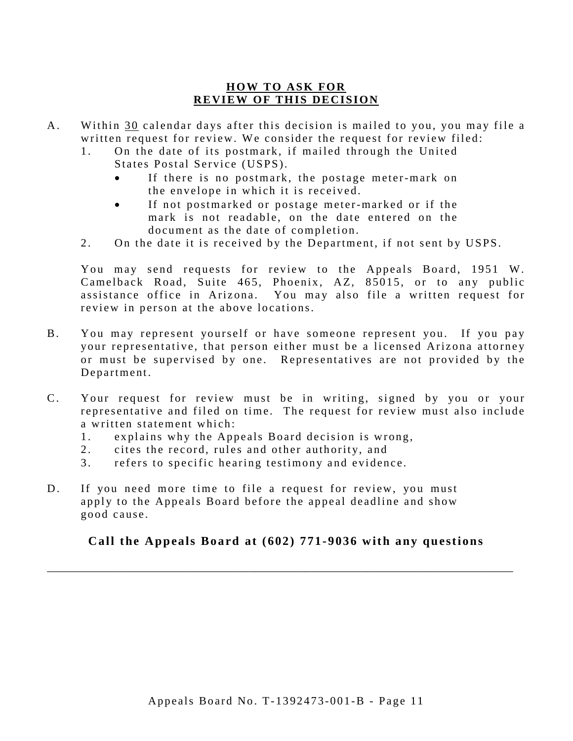## HOW TO ASK FOR REVIEW OF THIS DECISION

A. Within 30 calendar days after this decision is mailed to you, you may file a written request for review. We consider the request for review filed:

   1. On the date of its postmark, if mailed through the United States Postal Service (USPS).
      - If there is no postmark, the postage meter-mark on the envelope in which it is received.
      - If not postmarked or postage meter-marked or if the mark is not readable, on the date entered on the document as the date of completion.
   2. On the date it is received by the Department, if not sent by USPS.

   You may send requests for review to the Appeals Board, 1951 W. Camelback Road, Suite 465, Phoenix, AZ, 85015, or to any public assistance office in Arizona. You may also file a written request for review in person at the above locations.

B. You may represent yourself or have someone represent you. If you pay your representative, that person either must be a licensed Arizona attorney or must be supervised by one. Representatives are not provided by the Department.

C. Your request for review must be in writing, signed by you or your representative and filed on time. The request for review must also include a written statement which:

   1. explains why the Appeals Board decision is wrong,
   2. cites the record, rules and other authority, and
   3. refers to specific hearing testimony and evidence.

D. If you need more time to file a request for review, you must apply to the Appeals Board before the appeal deadline and show good cause.

**Call the Appeals Board at (602) 771-9036 with any questions**

---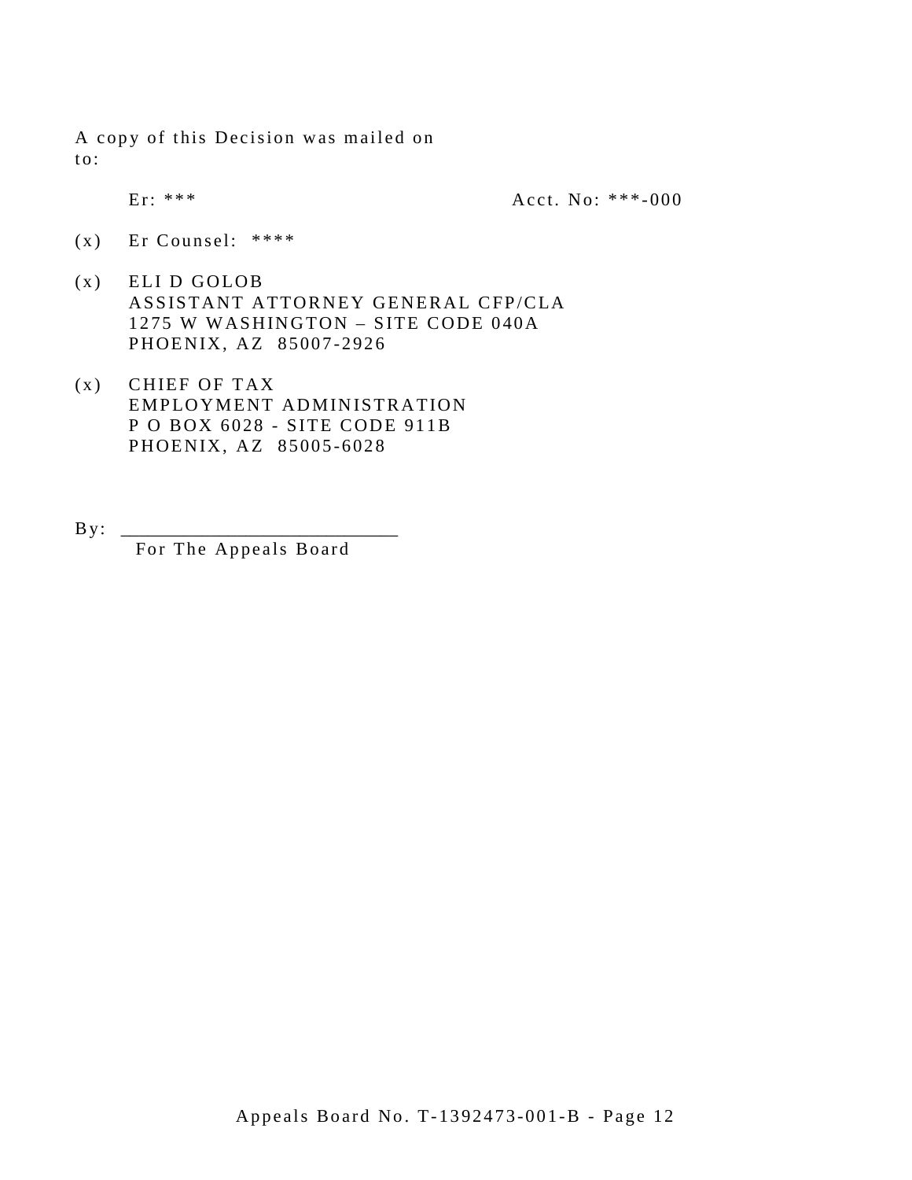A copy of this Decision was mailed on
to:

Er: ***                                        Acct. No: ***-000

(x) Er Counsel: ****

(x) ELI D GOLOB
ASSISTANT ATTORNEY GENERAL CFP/CLA
1275 W WASHINGTON – SITE CODE 040A
PHOENIX, AZ 85007-2926

(x) CHIEF OF TAX
EMPLOYMENT ADMINISTRATION
P O BOX 6028 - SITE CODE 911B
PHOENIX, AZ 85005-6028

By: ____________________________
For The Appeals Board